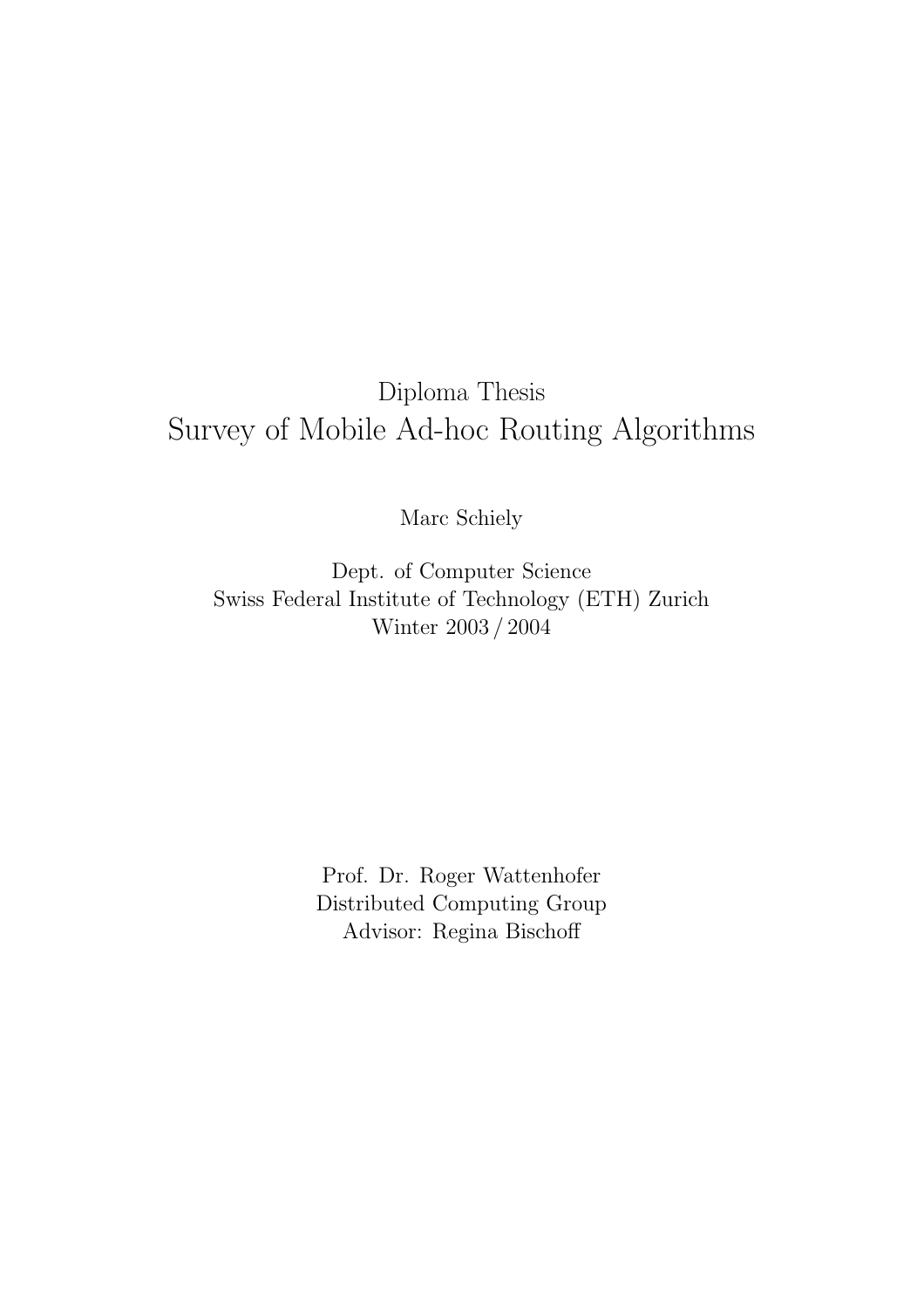Diploma Thesis

# Survey of Mobile Ad-hoc Routing Algorithms

Marc Schiely

Dept. of Computer Science
Swiss Federal Institute of Technology (ETH) Zurich
Winter 2003 / 2004

Prof. Dr. Roger Wattenhofer
Distributed Computing Group
Advisor: Regina Bischoff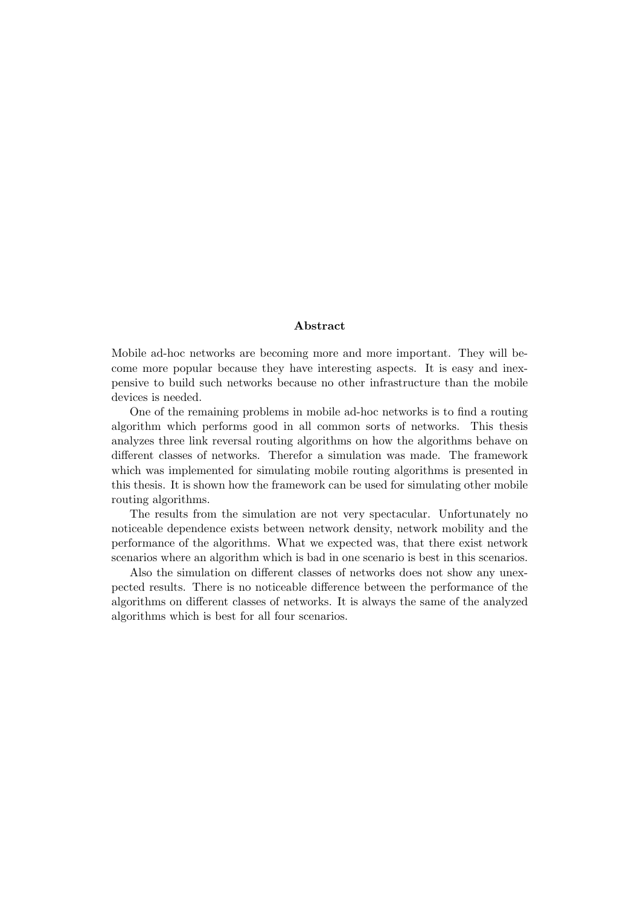## Abstract

Mobile ad-hoc networks are becoming more and more important. They will become more popular because they have interesting aspects. It is easy and inexpensive to build such networks because no other infrastructure than the mobile devices is needed.

One of the remaining problems in mobile ad-hoc networks is to find a routing algorithm which performs good in all common sorts of networks. This thesis analyzes three link reversal routing algorithms on how the algorithms behave on different classes of networks. Therefor a simulation was made. The framework which was implemented for simulating mobile routing algorithms is presented in this thesis. It is shown how the framework can be used for simulating other mobile routing algorithms.

The results from the simulation are not very spectacular. Unfortunately no noticeable dependence exists between network density, network mobility and the performance of the algorithms. What we expected was, that there exist network scenarios where an algorithm which is bad in one scenario is best in this scenarios.

Also the simulation on different classes of networks does not show any unexpected results. There is no noticeable difference between the performance of the algorithms on different classes of networks. It is always the same of the analyzed algorithms which is best for all four scenarios.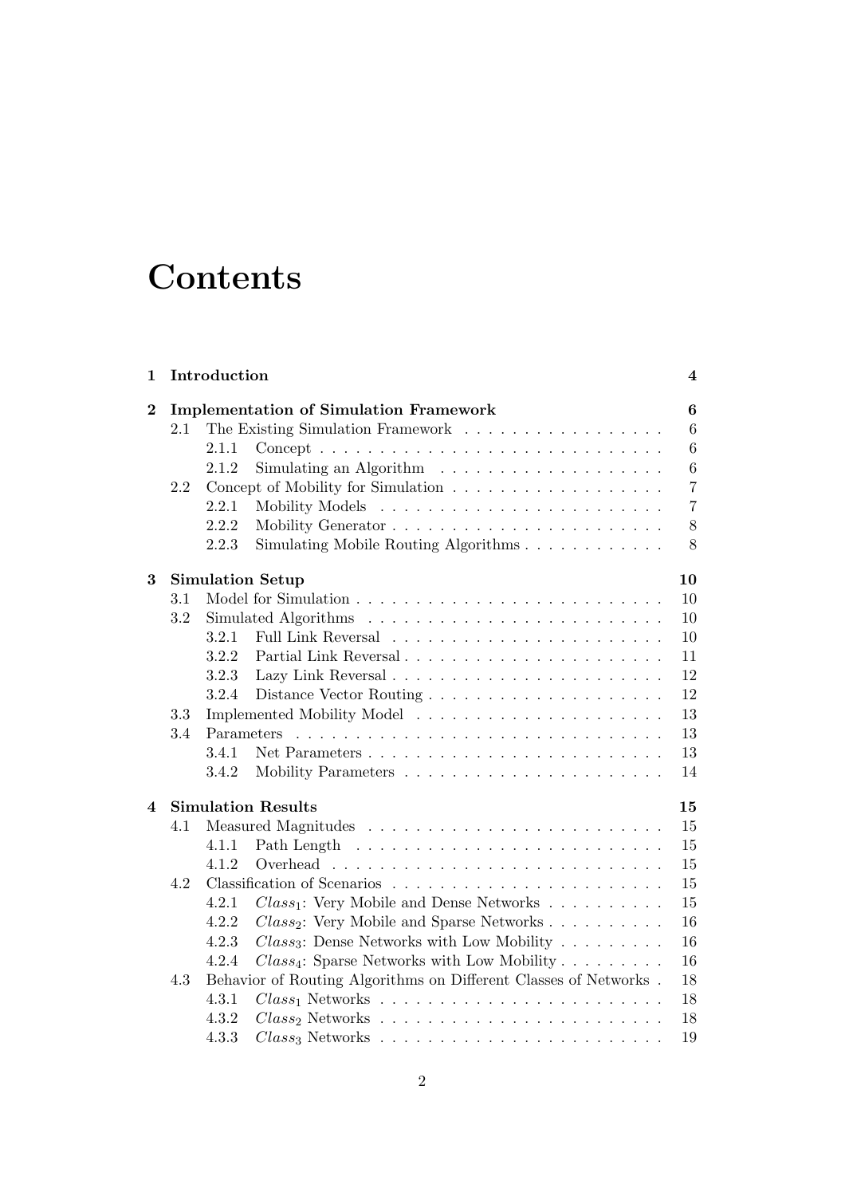# Contents

| | | |
|---|---|---|
| **1** | **Introduction** | **4** |
| **2** | **Implementation of Simulation Framework** | **6** |
| 2.1 | The Existing Simulation Framework | 6 |
| 2.1.1 | Concept | 6 |
| 2.1.2 | Simulating an Algorithm | 6 |
| 2.2 | Concept of Mobility for Simulation | 7 |
| 2.2.1 | Mobility Models | 7 |
| 2.2.2 | Mobility Generator | 8 |
| 2.2.3 | Simulating Mobile Routing Algorithms | 8 |
| **3** | **Simulation Setup** | **10** |
| 3.1 | Model for Simulation | 10 |
| 3.2 | Simulated Algorithms | 10 |
| 3.2.1 | Full Link Reversal | 10 |
| 3.2.2 | Partial Link Reversal | 11 |
| 3.2.3 | Lazy Link Reversal | 12 |
| 3.2.4 | Distance Vector Routing | 12 |
| 3.3 | Implemented Mobility Model | 13 |
| 3.4 | Parameters | 13 |
| 3.4.1 | Net Parameters | 13 |
| 3.4.2 | Mobility Parameters | 14 |
| **4** | **Simulation Results** | **15** |
| 4.1 | Measured Magnitudes | 15 |
| 4.1.1 | Path Length | 15 |
| 4.1.2 | Overhead | 15 |
| 4.2 | Classification of Scenarios | 15 |
| 4.2.1 | $Class_1$: Very Mobile and Dense Networks | 15 |
| 4.2.2 | $Class_2$: Very Mobile and Sparse Networks | 16 |
| 4.2.3 | $Class_3$: Dense Networks with Low Mobility | 16 |
| 4.2.4 | $Class_4$: Sparse Networks with Low Mobility | 16 |
| 4.3 | Behavior of Routing Algorithms on Different Classes of Networks | 18 |
| 4.3.1 | $Class_1$ Networks | 18 |
| 4.3.2 | $Class_2$ Networks | 18 |
| 4.3.3 | $Class_3$ Networks | 19 |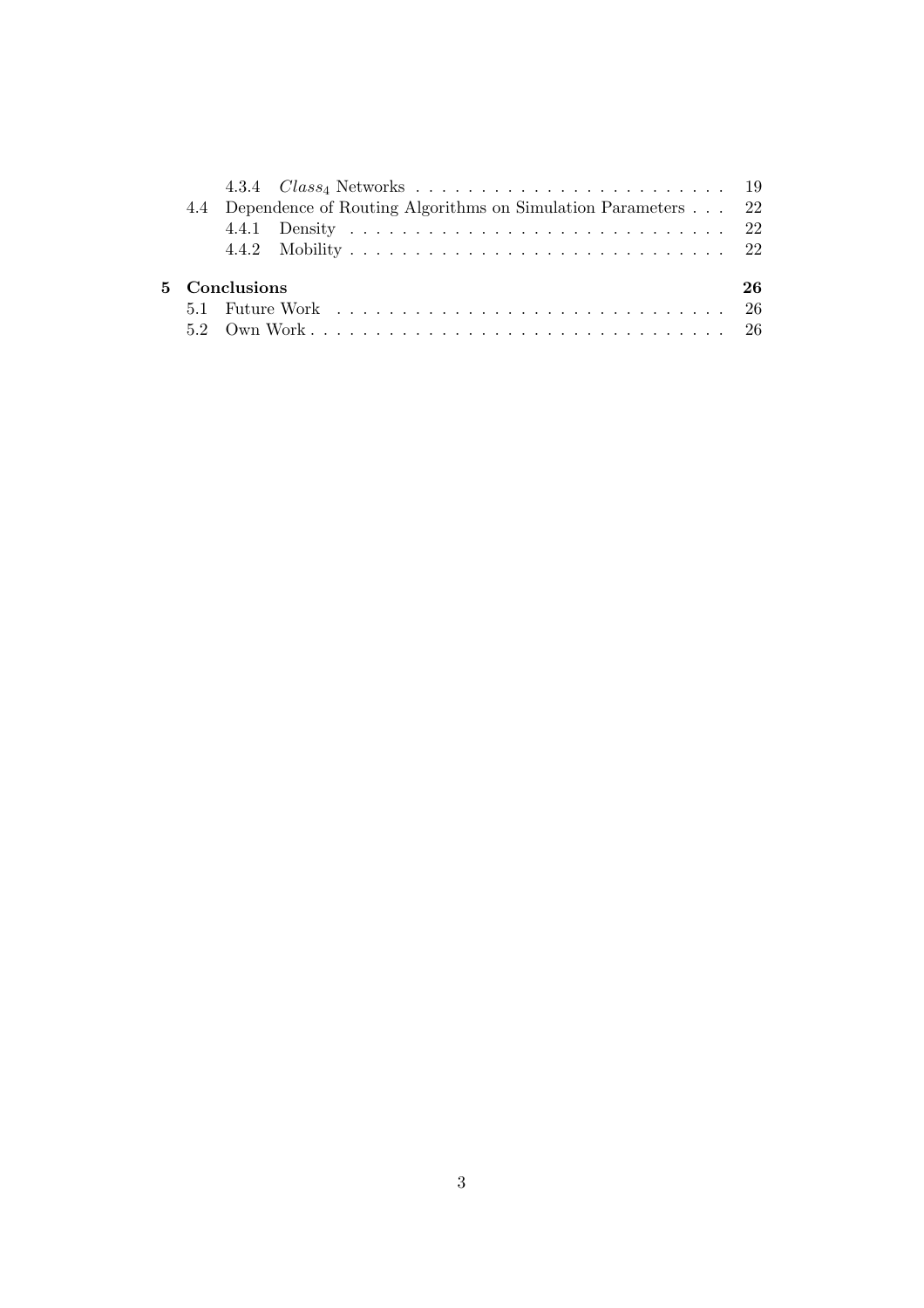- 4.3.4 $Class_4$ Networks . . . . . . . . . . . . . . . . . . . . . . . . 19
- 4.4 Dependence of Routing Algorithms on Simulation Parameters . . . 22
  - 4.4.1 Density . . . . . . . . . . . . . . . . . . . . . . . . . . . . 22
  - 4.4.2 Mobility . . . . . . . . . . . . . . . . . . . . . . . . . . . . 22

**5 Conclusions** **26**

- 5.1 Future Work . . . . . . . . . . . . . . . . . . . . . . . . . . . . . 26
- 5.2 Own Work . . . . . . . . . . . . . . . . . . . . . . . . . . . . . . . 26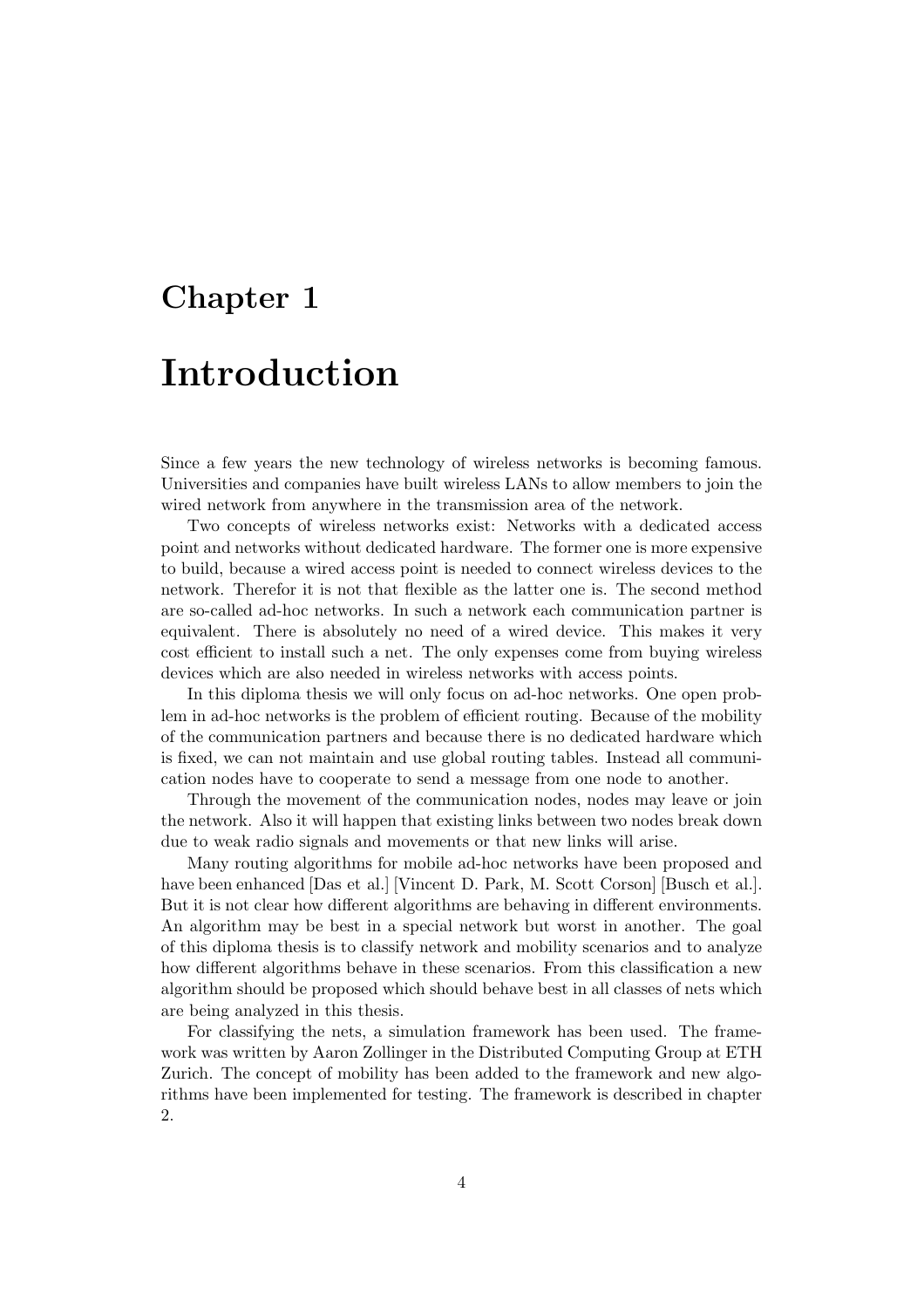# Chapter 1

# Introduction

Since a few years the new technology of wireless networks is becoming famous. Universities and companies have built wireless LANs to allow members to join the wired network from anywhere in the transmission area of the network.

Two concepts of wireless networks exist: Networks with a dedicated access point and networks without dedicated hardware. The former one is more expensive to build, because a wired access point is needed to connect wireless devices to the network. Therefor it is not that flexible as the latter one is. The second method are so-called ad-hoc networks. In such a network each communication partner is equivalent. There is absolutely no need of a wired device. This makes it very cost efficient to install such a net. The only expenses come from buying wireless devices which are also needed in wireless networks with access points.

In this diploma thesis we will only focus on ad-hoc networks. One open problem in ad-hoc networks is the problem of efficient routing. Because of the mobility of the communication partners and because there is no dedicated hardware which is fixed, we can not maintain and use global routing tables. Instead all communication nodes have to cooperate to send a message from one node to another.

Through the movement of the communication nodes, nodes may leave or join the network. Also it will happen that existing links between two nodes break down due to weak radio signals and movements or that new links will arise.

Many routing algorithms for mobile ad-hoc networks have been proposed and have been enhanced [Das et al.] [Vincent D. Park, M. Scott Corson] [Busch et al.]. But it is not clear how different algorithms are behaving in different environments. An algorithm may be best in a special network but worst in another. The goal of this diploma thesis is to classify network and mobility scenarios and to analyze how different algorithms behave in these scenarios. From this classification a new algorithm should be proposed which should behave best in all classes of nets which are being analyzed in this thesis.

For classifying the nets, a simulation framework has been used. The framework was written by Aaron Zollinger in the Distributed Computing Group at ETH Zurich. The concept of mobility has been added to the framework and new algorithms have been implemented for testing. The framework is described in chapter 2.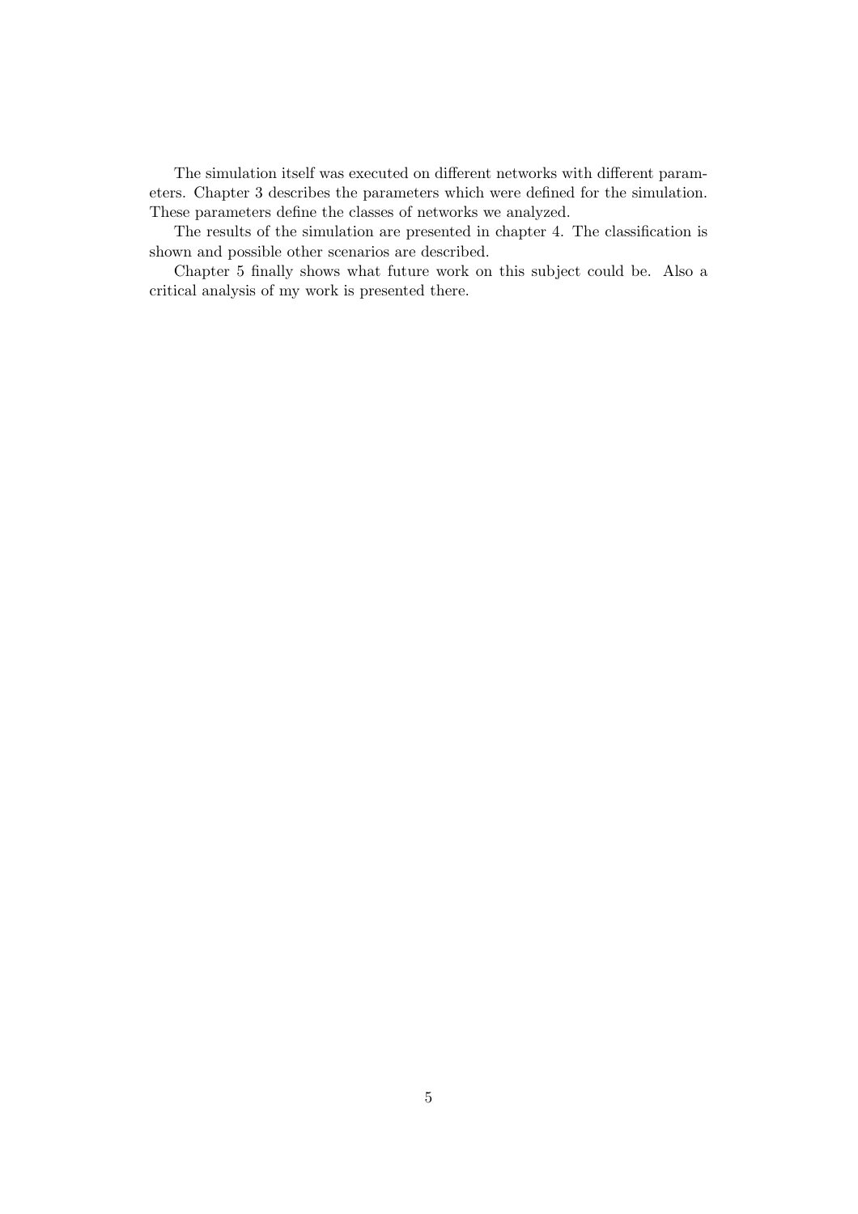The simulation itself was executed on different networks with different parameters. Chapter 3 describes the parameters which were defined for the simulation. These parameters define the classes of networks we analyzed.

The results of the simulation are presented in chapter 4. The classification is shown and possible other scenarios are described.

Chapter 5 finally shows what future work on this subject could be. Also a critical analysis of my work is presented there.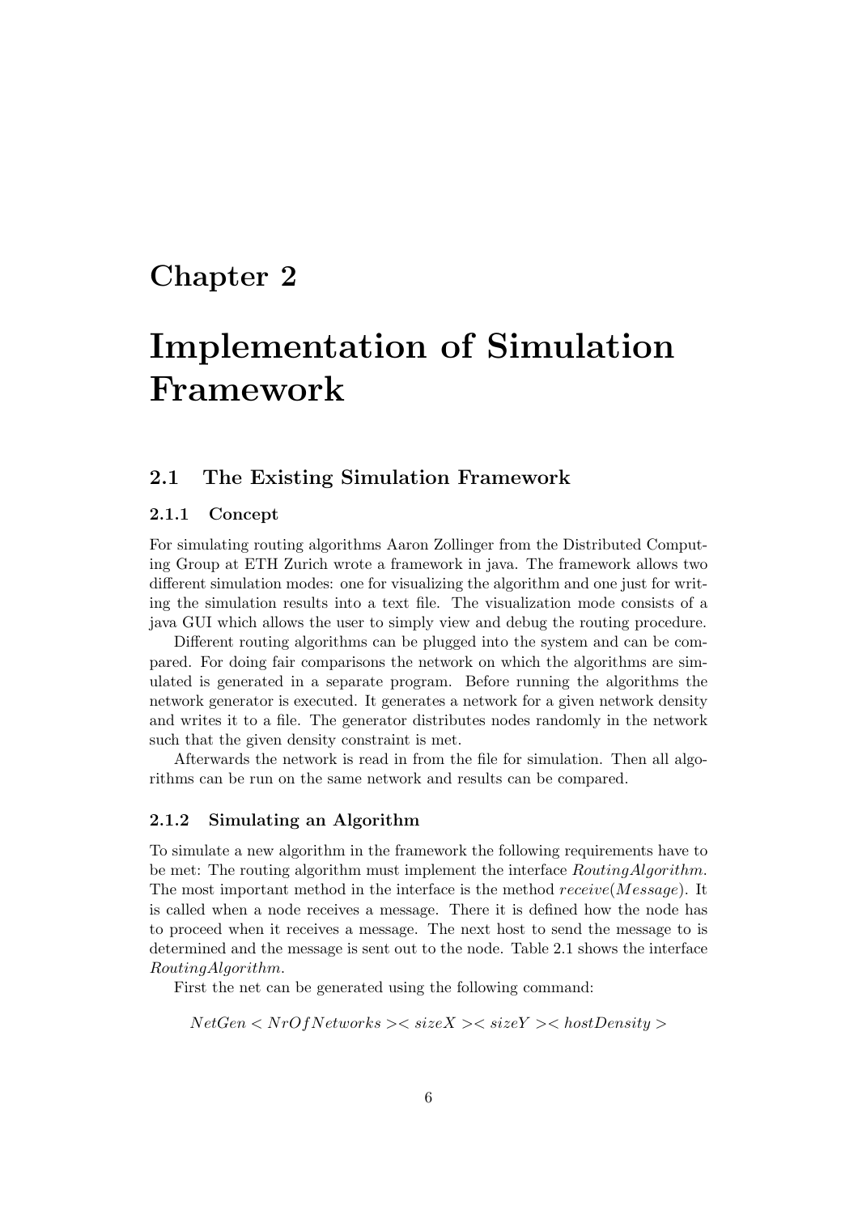# Chapter 2

# Implementation of Simulation Framework

## 2.1 The Existing Simulation Framework

### 2.1.1 Concept

For simulating routing algorithms Aaron Zollinger from the Distributed Computing Group at ETH Zurich wrote a framework in java. The framework allows two different simulation modes: one for visualizing the algorithm and one just for writing the simulation results into a text file. The visualization mode consists of a java GUI which allows the user to simply view and debug the routing procedure.

Different routing algorithms can be plugged into the system and can be compared. For doing fair comparisons the network on which the algorithms are simulated is generated in a separate program. Before running the algorithms the network generator is executed. It generates a network for a given network density and writes it to a file. The generator distributes nodes randomly in the network such that the given density constraint is met.

Afterwards the network is read in from the file for simulation. Then all algorithms can be run on the same network and results can be compared.

### 2.1.2 Simulating an Algorithm

To simulate a new algorithm in the framework the following requirements have to be met: The routing algorithm must implement the interface *RoutingAlgorithm*. The most important method in the interface is the method $receive(Message)$. It is called when a node receives a message. There it is defined how the node has to proceed when it receives a message. The next host to send the message to is determined and the message is sent out to the node. Table 2.1 shows the interface *RoutingAlgorithm*.

First the net can be generated using the following command:

$$NetGen < NrOfNetworks >< sizeX >< sizeY >< hostDensity >$$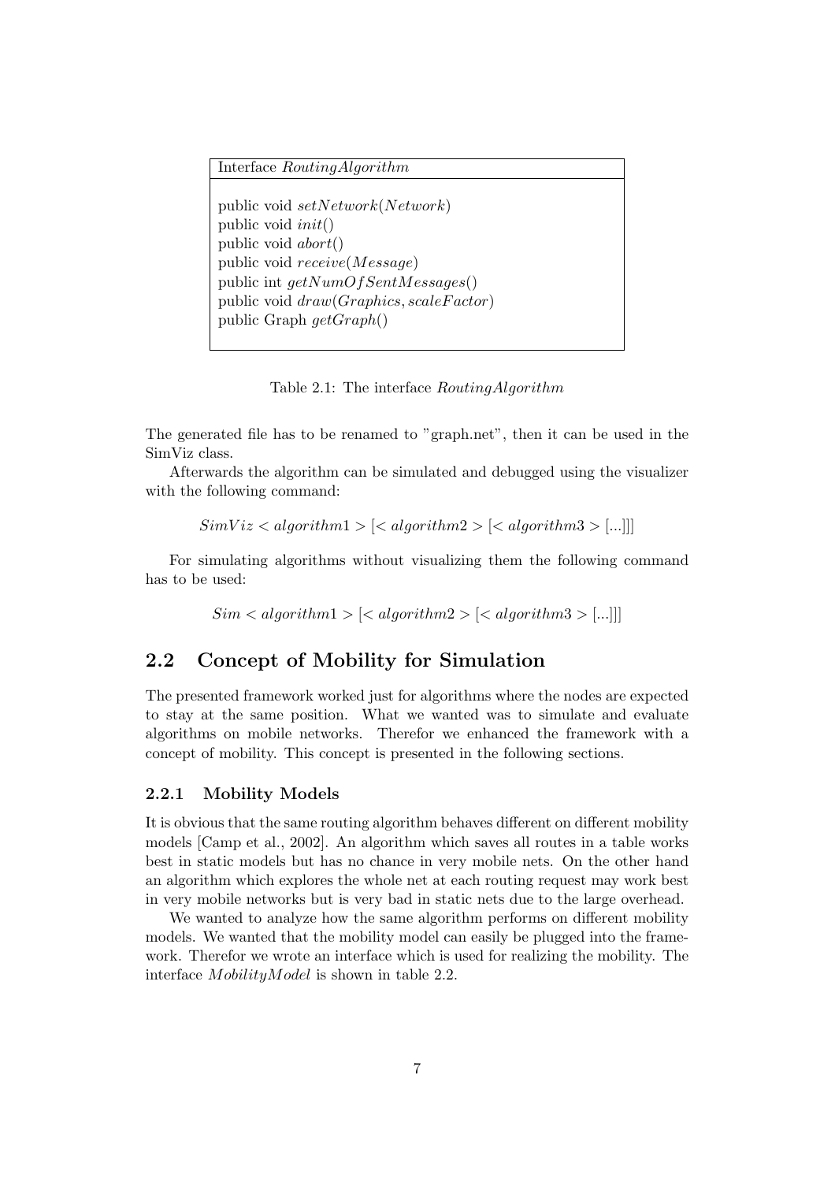| Interface *RoutingAlgorithm* |
|---|
| public void $setNetwork(Network)$<br>public void $init()$<br>public void $abort()$<br>public void $receive(Message)$<br>public int $getNumOfSentMessages()$<br>public void $draw(Graphics, scaleFactor)$<br>public Graph $getGraph()$ |

Table 2.1: The interface *RoutingAlgorithm*

The generated file has to be renamed to "graph.net", then it can be used in the SimViz class.

Afterwards the algorithm can be simulated and debugged using the visualizer with the following command:

$$SimViz < algorithm1 > [< algorithm2 > [< algorithm3 > [...]]]$$

For simulating algorithms without visualizing them the following command has to be used:

$$Sim < algorithm1 > [< algorithm2 > [< algorithm3 > [...]]]$$

## 2.2 Concept of Mobility for Simulation

The presented framework worked just for algorithms where the nodes are expected to stay at the same position. What we wanted was to simulate and evaluate algorithms on mobile networks. Therefor we enhanced the framework with a concept of mobility. This concept is presented in the following sections.

### 2.2.1 Mobility Models

It is obvious that the same routing algorithm behaves different on different mobility models [Camp et al., 2002]. An algorithm which saves all routes in a table works best in static models but has no chance in very mobile nets. On the other hand an algorithm which explores the whole net at each routing request may work best in very mobile networks but is very bad in static nets due to the large overhead.

We wanted to analyze how the same algorithm performs on different mobility models. We wanted that the mobility model can easily be plugged into the framework. Therefor we wrote an interface which is used for realizing the mobility. The interface *MobilityModel* is shown in table 2.2.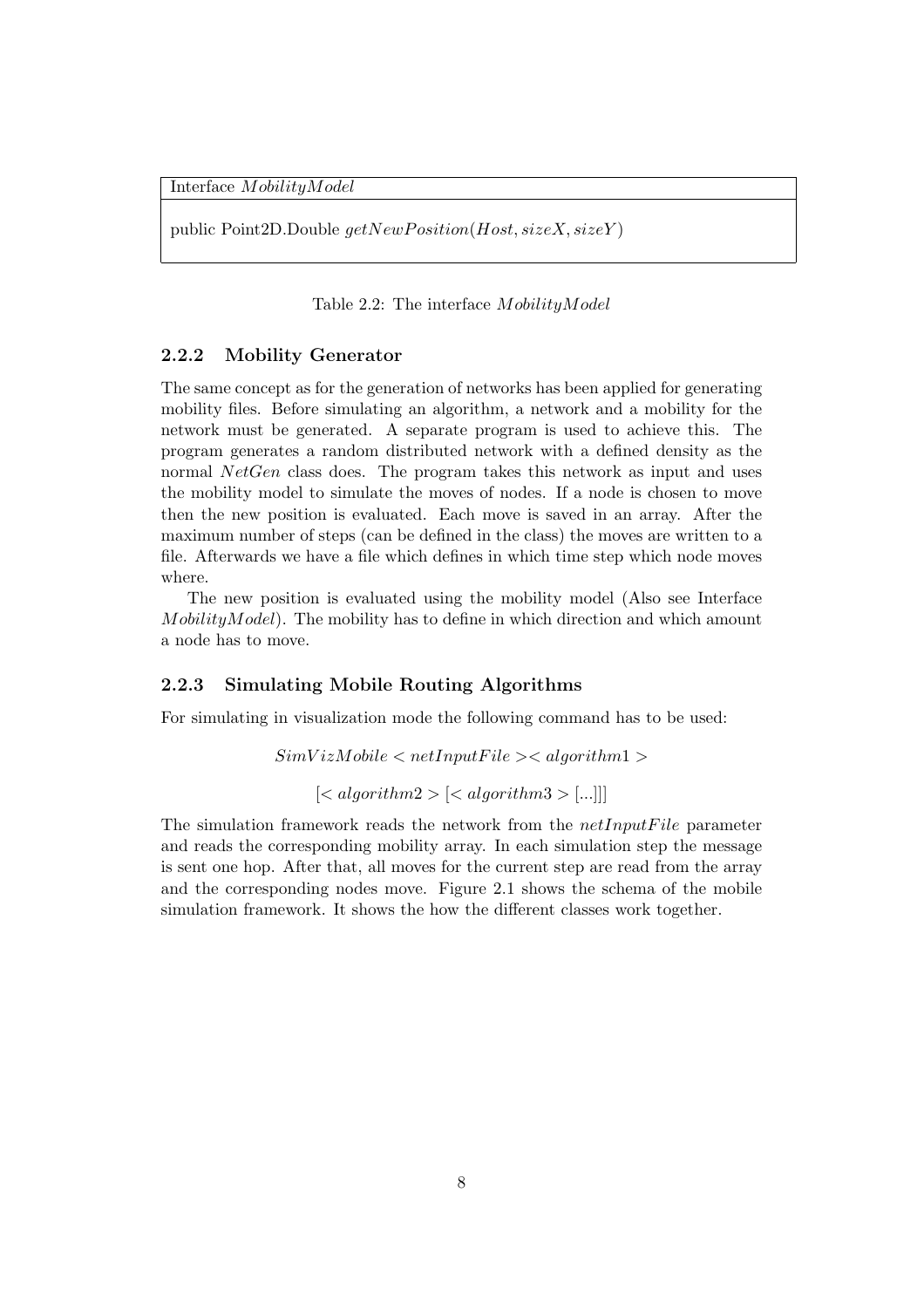| Interface *MobilityModel* |
| --- |
| public Point2D.Double *getNewPosition*(*Host*, *sizeX*, *sizeY*) |

Table 2.2: The interface *MobilityModel*

### 2.2.2 Mobility Generator

The same concept as for the generation of networks has been applied for generating mobility files. Before simulating an algorithm, a network and a mobility for the network must be generated. A separate program is used to achieve this. The program generates a random distributed network with a defined density as the normal *NetGen* class does. The program takes this network as input and uses the mobility model to simulate the moves of nodes. If a node is chosen to move then the new position is evaluated. Each move is saved in an array. After the maximum number of steps (can be defined in the class) the moves are written to a file. Afterwards we have a file which defines in which time step which node moves where.

The new position is evaluated using the mobility model (Also see Interface *MobilityModel*). The mobility has to define in which direction and which amount a node has to move.

### 2.2.3 Simulating Mobile Routing Algorithms

For simulating in visualization mode the following command has to be used:

$$SimVizMobile < netInputFile >< algorithm1 >$$

$$[< algorithm2 > [< algorithm3 > [...]]]$$

The simulation framework reads the network from the *netInputFile* parameter and reads the corresponding mobility array. In each simulation step the message is sent one hop. After that, all moves for the current step are read from the array and the corresponding nodes move. Figure 2.1 shows the schema of the mobile simulation framework. It shows the how the different classes work together.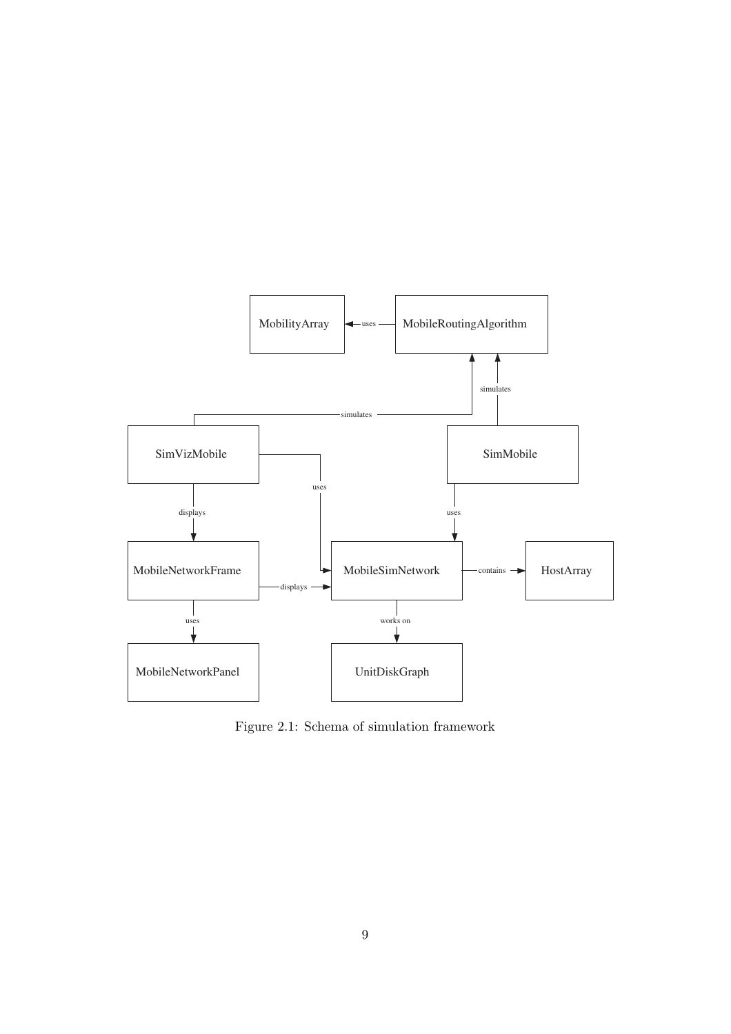Figure 2.1: Schema of simulation framework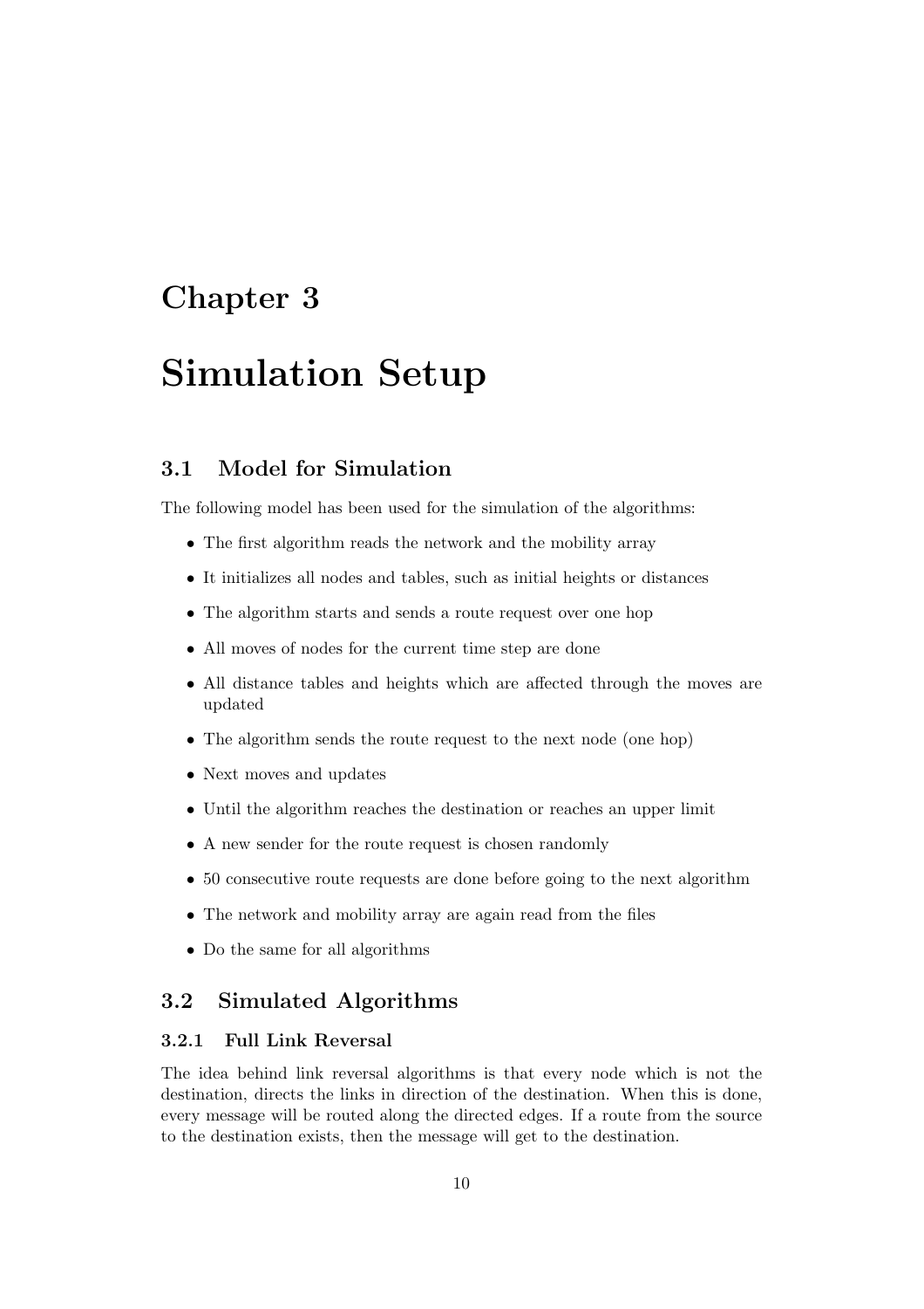# Chapter 3

# Simulation Setup

## 3.1 Model for Simulation

The following model has been used for the simulation of the algorithms:

- The first algorithm reads the network and the mobility array
- It initializes all nodes and tables, such as initial heights or distances
- The algorithm starts and sends a route request over one hop
- All moves of nodes for the current time step are done
- All distance tables and heights which are affected through the moves are updated
- The algorithm sends the route request to the next node (one hop)
- Next moves and updates
- Until the algorithm reaches the destination or reaches an upper limit
- A new sender for the route request is chosen randomly
- 50 consecutive route requests are done before going to the next algorithm
- The network and mobility array are again read from the files
- Do the same for all algorithms

## 3.2 Simulated Algorithms

### 3.2.1 Full Link Reversal

The idea behind link reversal algorithms is that every node which is not the destination, directs the links in direction of the destination. When this is done, every message will be routed along the directed edges. If a route from the source to the destination exists, then the message will get to the destination.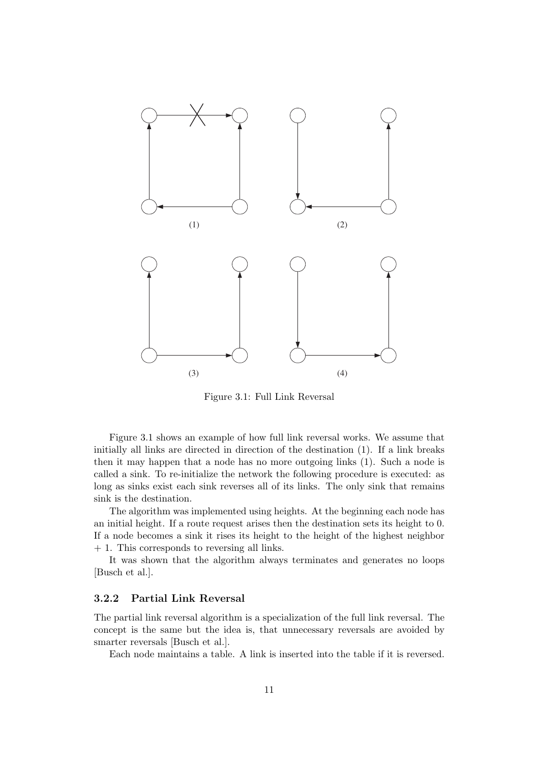Figure 3.1: Full Link Reversal

Figure 3.1 shows an example of how full link reversal works. We assume that initially all links are directed in direction of the destination (1). If a link breaks then it may happen that a node has no more outgoing links (1). Such a node is called a sink. To re-initialize the network the following procedure is executed: as long as sinks exist each sink reverses all of its links. The only sink that remains sink is the destination.

The algorithm was implemented using heights. At the beginning each node has an initial height. If a route request arises then the destination sets its height to 0. If a node becomes a sink it rises its height to the height of the highest neighbor + 1. This corresponds to reversing all links.

It was shown that the algorithm always terminates and generates no loops [Busch et al.].

### 3.2.2 Partial Link Reversal

The partial link reversal algorithm is a specialization of the full link reversal. The concept is the same but the idea is, that unnecessary reversals are avoided by smarter reversals [Busch et al.].

Each node maintains a table. A link is inserted into the table if it is reversed.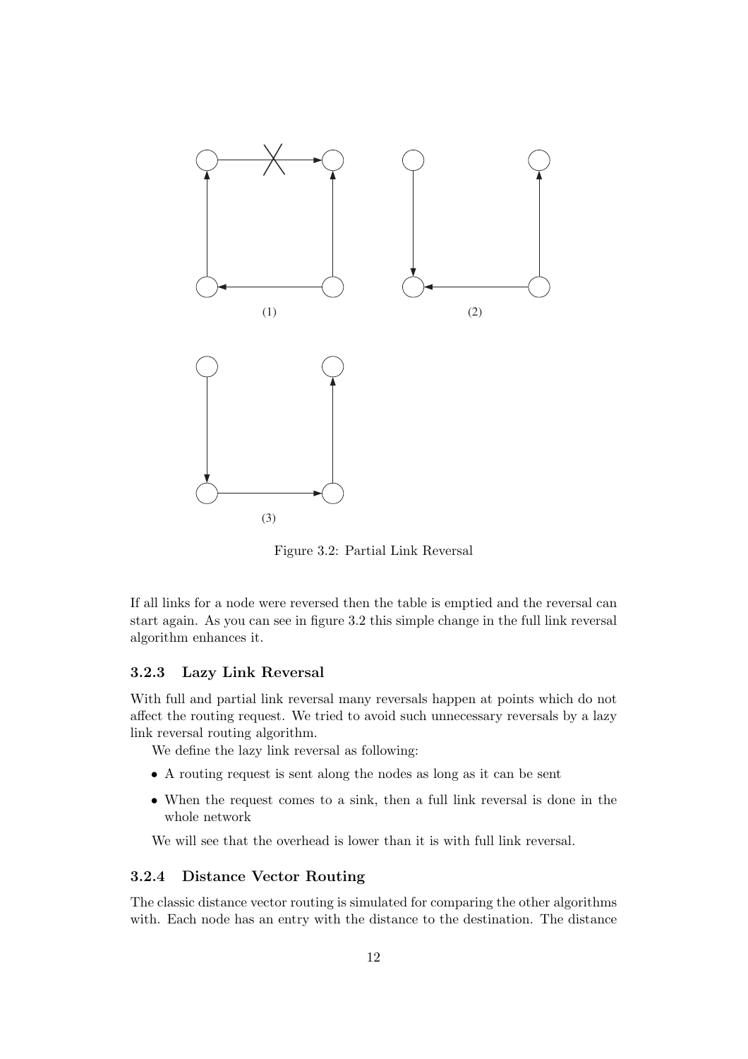Figure 3.2: Partial Link Reversal

If all links for a node were reversed then the table is emptied and the reversal can start again. As you can see in figure 3.2 this simple change in the full link reversal algorithm enhances it.

### 3.2.3 Lazy Link Reversal

With full and partial link reversal many reversals happen at points which do not affect the routing request. We tried to avoid such unnecessary reversals by a lazy link reversal routing algorithm.

We define the lazy link reversal as following:

- A routing request is sent along the nodes as long as it can be sent
- When the request comes to a sink, then a full link reversal is done in the whole network

We will see that the overhead is lower than it is with full link reversal.

### 3.2.4 Distance Vector Routing

The classic distance vector routing is simulated for comparing the other algorithms with. Each node has an entry with the distance to the destination. The distance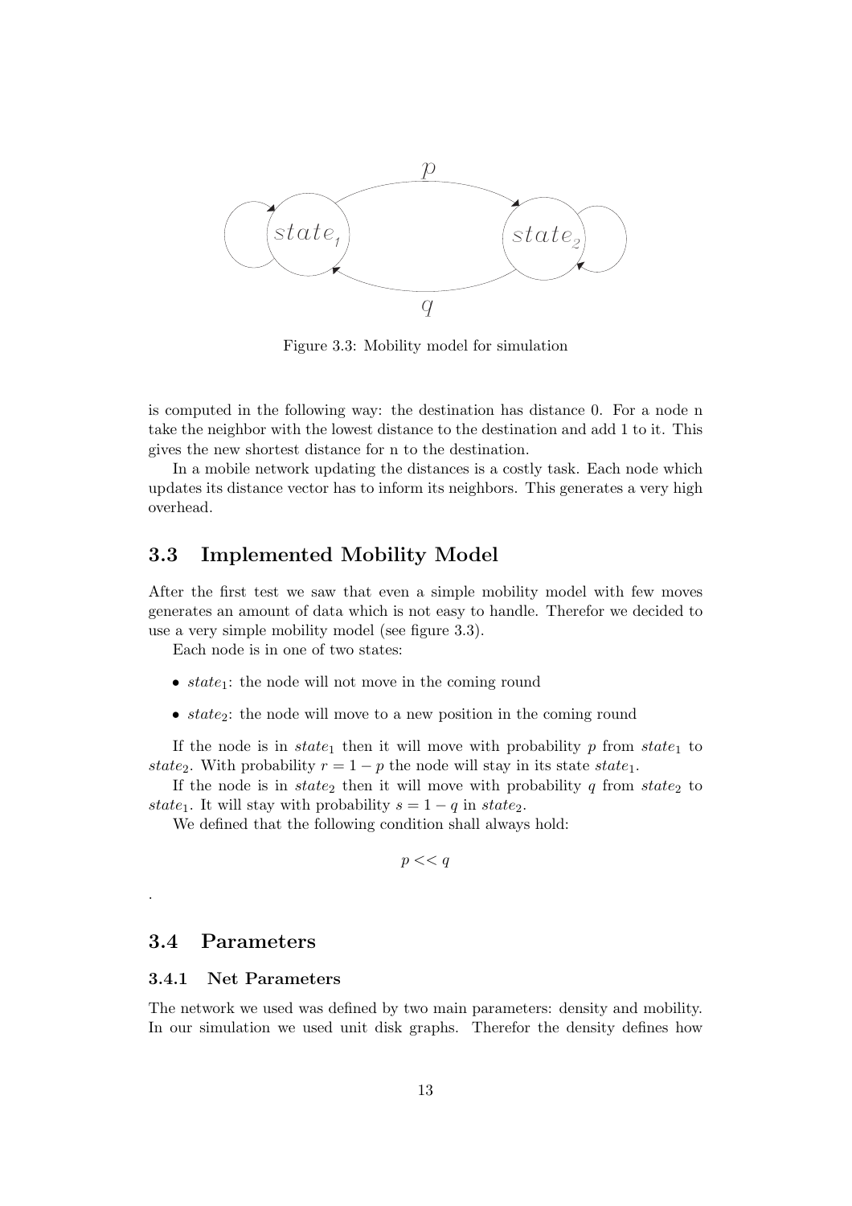Figure 3.3: Mobility model for simulation

is computed in the following way: the destination has distance 0. For a node n take the neighbor with the lowest distance to the destination and add 1 to it. This gives the new shortest distance for n to the destination.

In a mobile network updating the distances is a costly task. Each node which updates its distance vector has to inform its neighbors. This generates a very high overhead.

## 3.3 Implemented Mobility Model

After the first test we saw that even a simple mobility model with few moves generates an amount of data which is not easy to handle. Therefor we decided to use a very simple mobility model (see figure 3.3).

Each node is in one of two states:

- $state_1$: the node will not move in the coming round
- $state_2$: the node will move to a new position in the coming round

If the node is in $state_1$ then it will move with probability $p$ from $state_1$ to $state_2$. With probability $r = 1 - p$ the node will stay in its state $state_1$.

If the node is in $state_2$ then it will move with probability $q$ from $state_2$ to $state_1$. It will stay with probability $s = 1 - q$ in $state_2$.

We defined that the following condition shall always hold:

$$p << q$$

.

## 3.4 Parameters

### 3.4.1 Net Parameters

The network we used was defined by two main parameters: density and mobility. In our simulation we used unit disk graphs. Therefor the density defines how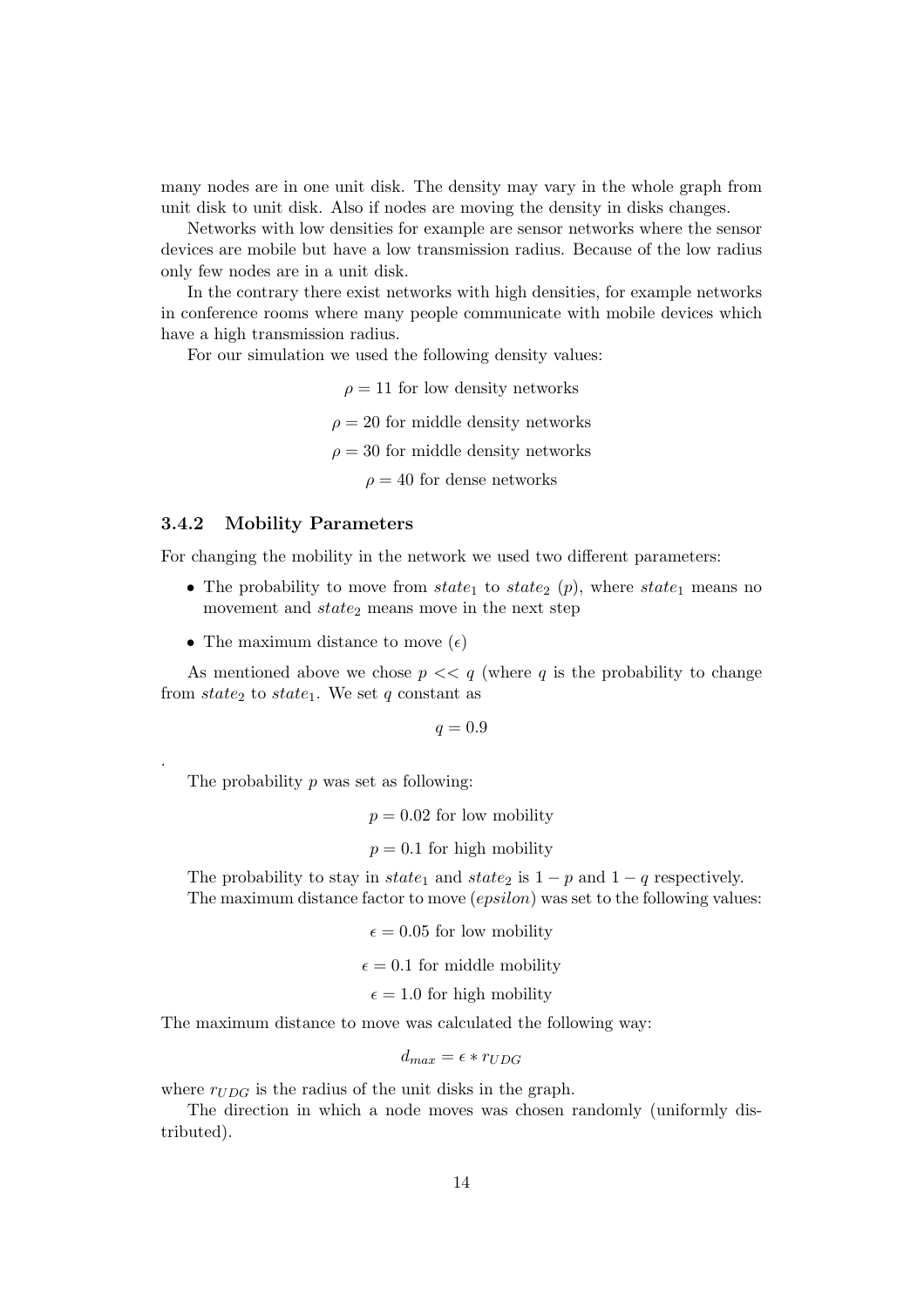many nodes are in one unit disk. The density may vary in the whole graph from unit disk to unit disk. Also if nodes are moving the density in disks changes.

Networks with low densities for example are sensor networks where the sensor devices are mobile but have a low transmission radius. Because of the low radius only few nodes are in a unit disk.

In the contrary there exist networks with high densities, for example networks in conference rooms where many people communicate with mobile devices which have a high transmission radius.

For our simulation we used the following density values:

$$\rho = 11 \text{ for low density networks}$$

$$\rho = 20 \text{ for middle density networks}$$

$$\rho = 30 \text{ for middle density networks}$$

$$\rho = 40 \text{ for dense networks}$$

### 3.4.2 Mobility Parameters

For changing the mobility in the network we used two different parameters:

- The probability to move from $state_1$ to $state_2$ ($p$), where $state_1$ means no movement and $state_2$ means move in the next step
- The maximum distance to move ($\epsilon$)

As mentioned above we chose $p << q$ (where $q$ is the probability to change from $state_2$ to $state_1$. We set $q$ constant as

$$q = 0.9$$

.

The probability $p$ was set as following:

$$p = 0.02 \text{ for low mobility}$$

$$p = 0.1 \text{ for high mobility}$$

The probability to stay in $state_1$ and $state_2$ is $1 - p$ and $1 - q$ respectively.

The maximum distance factor to move (*epsilon*) was set to the following values:

$$\epsilon = 0.05 \text{ for low mobility}$$

$$\epsilon = 0.1 \text{ for middle mobility}$$

$$\epsilon = 1.0 \text{ for high mobility}$$

The maximum distance to move was calculated the following way:

$$d_{max} = \epsilon * r_{UDG}$$

where $r_{UDG}$ is the radius of the unit disks in the graph.

The direction in which a node moves was chosen randomly (uniformly distributed).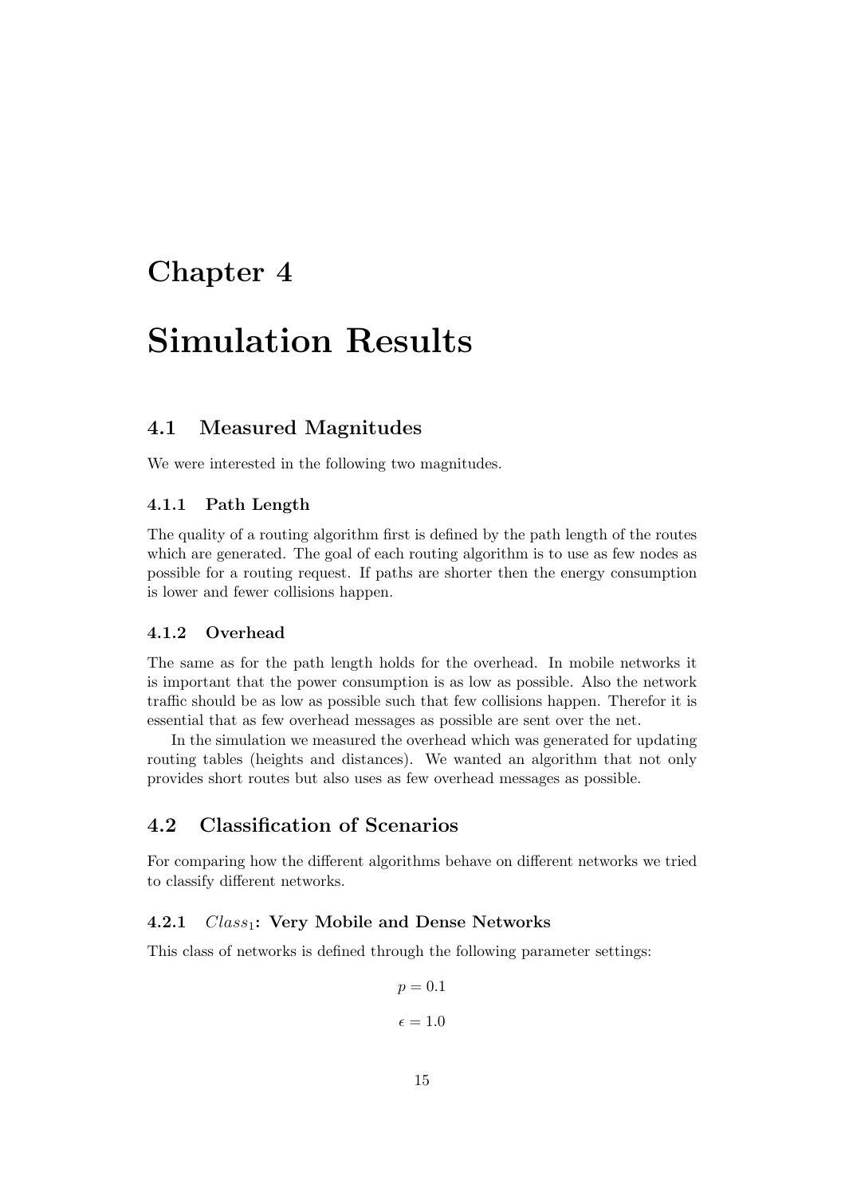# Chapter 4

# Simulation Results

## 4.1 Measured Magnitudes

We were interested in the following two magnitudes.

### 4.1.1 Path Length

The quality of a routing algorithm first is defined by the path length of the routes which are generated. The goal of each routing algorithm is to use as few nodes as possible for a routing request. If paths are shorter then the energy consumption is lower and fewer collisions happen.

### 4.1.2 Overhead

The same as for the path length holds for the overhead. In mobile networks it is important that the power consumption is as low as possible. Also the network traffic should be as low as possible such that few collisions happen. Therefor it is essential that as few overhead messages as possible are sent over the net.

In the simulation we measured the overhead which was generated for updating routing tables (heights and distances). We wanted an algorithm that not only provides short routes but also uses as few overhead messages as possible.

## 4.2 Classification of Scenarios

For comparing how the different algorithms behave on different networks we tried to classify different networks.

### 4.2.1 $Class_1$: Very Mobile and Dense Networks

This class of networks is defined through the following parameter settings:

$$p = 0.1$$

$$\epsilon = 1.0$$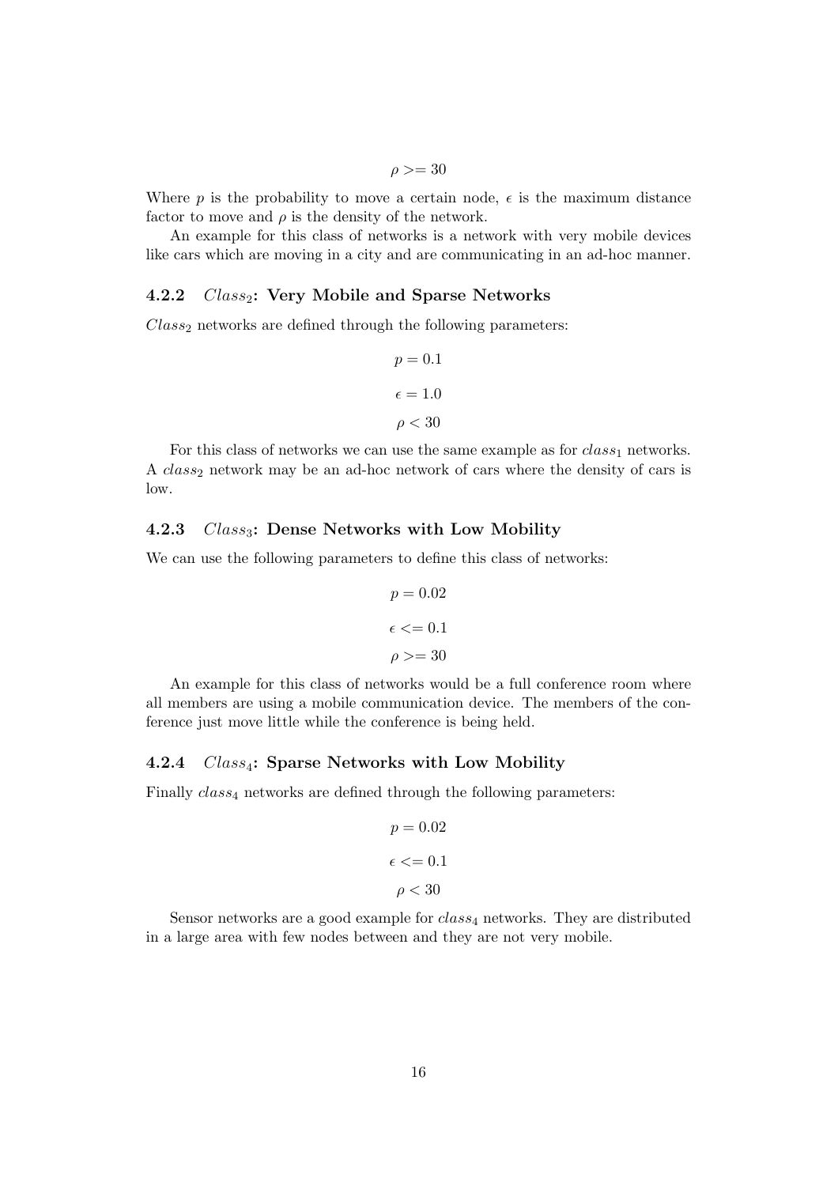$$\rho >= 30$$

Where $p$ is the probability to move a certain node, $\epsilon$ is the maximum distance factor to move and $\rho$ is the density of the network.

An example for this class of networks is a network with very mobile devices like cars which are moving in a city and are communicating in an ad-hoc manner.

### 4.2.2 $Class_2$: Very Mobile and Sparse Networks

$Class_2$ networks are defined through the following parameters:

$$p = 0.1$$

$$\epsilon = 1.0$$

$$\rho < 30$$

For this class of networks we can use the same example as for $class_1$ networks. A $class_2$ network may be an ad-hoc network of cars where the density of cars is low.

### 4.2.3 $Class_3$: Dense Networks with Low Mobility

We can use the following parameters to define this class of networks:

$$p = 0.02$$

$$\epsilon <= 0.1$$

$$\rho >= 30$$

An example for this class of networks would be a full conference room where all members are using a mobile communication device. The members of the conference just move little while the conference is being held.

### 4.2.4 $Class_4$: Sparse Networks with Low Mobility

Finally $class_4$ networks are defined through the following parameters:

$$p = 0.02$$

$$\epsilon <= 0.1$$

$$\rho < 30$$

Sensor networks are a good example for $class_4$ networks. They are distributed in a large area with few nodes between and they are not very mobile.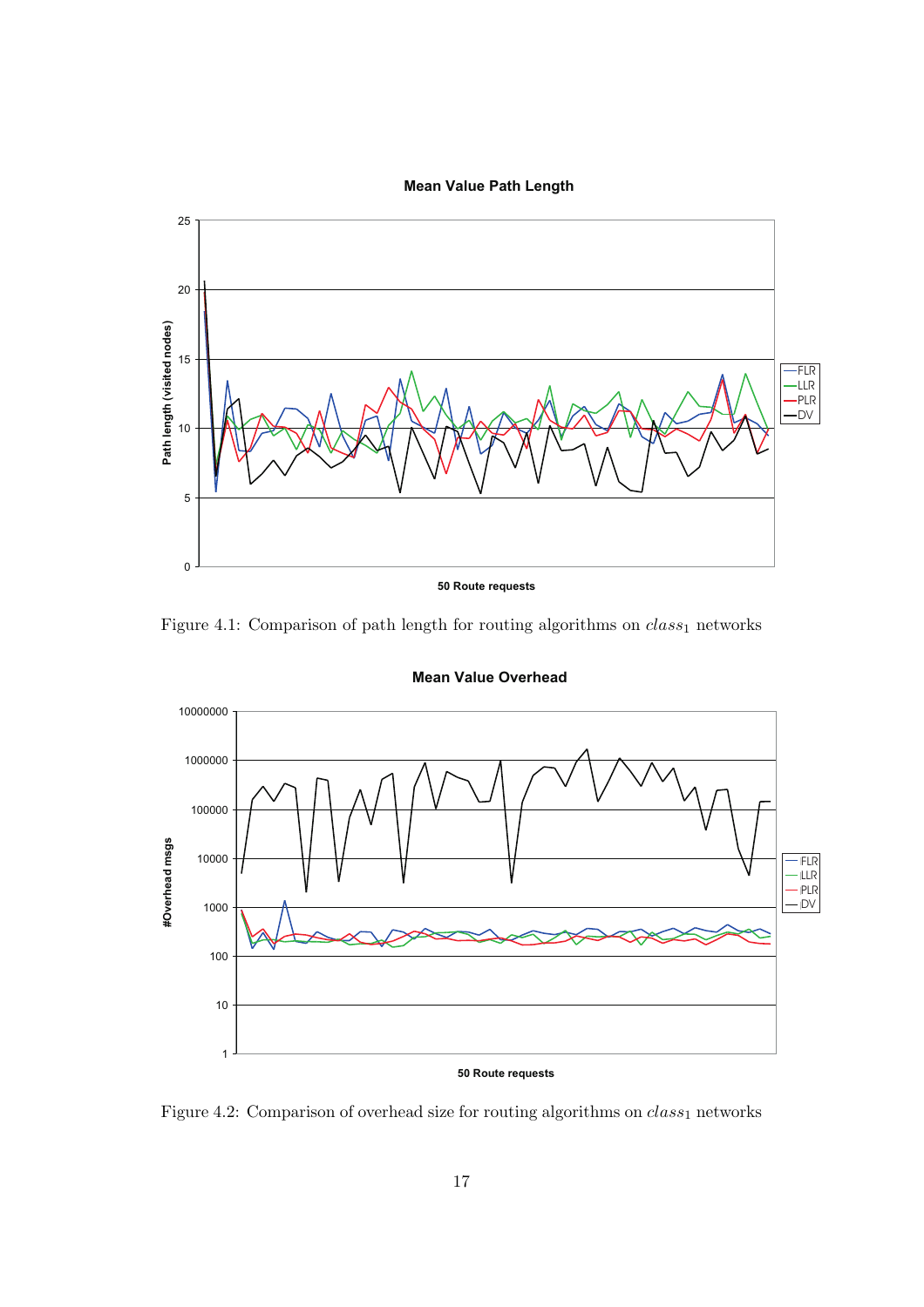Figure 4.1: Comparison of path length for routing algorithms on $class_1$ networks

Figure 4.2: Comparison of overhead size for routing algorithms on $class_1$ networks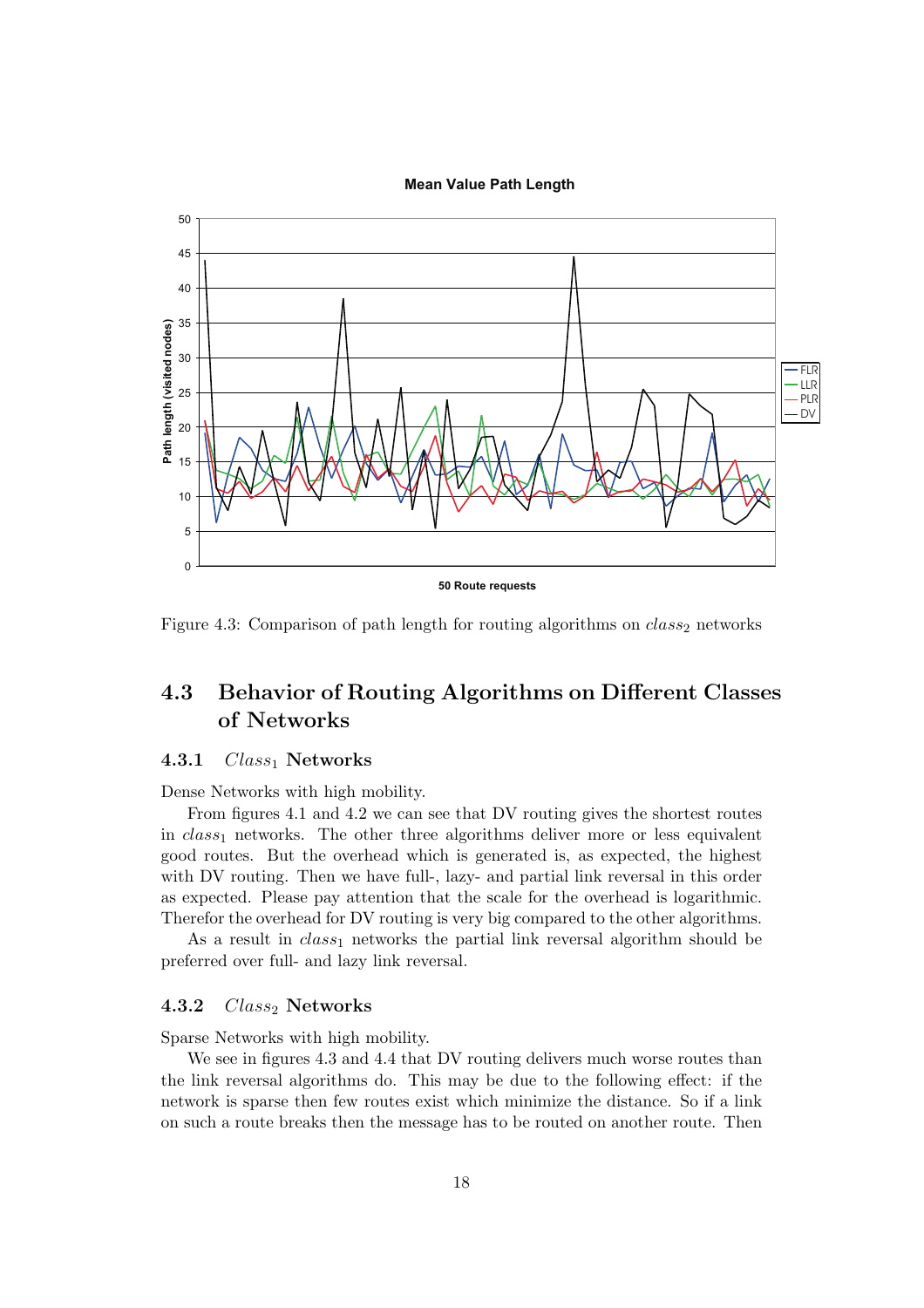Figure 4.3: Comparison of path length for routing algorithms on $class_2$ networks

## 4.3 Behavior of Routing Algorithms on Different Classes of Networks

### 4.3.1 $Class_1$ Networks

Dense Networks with high mobility.

From figures 4.1 and 4.2 we can see that DV routing gives the shortest routes in $class_1$ networks. The other three algorithms deliver more or less equivalent good routes. But the overhead which is generated is, as expected, the highest with DV routing. Then we have full-, lazy- and partial link reversal in this order as expected. Please pay attention that the scale for the overhead is logarithmic. Therefor the overhead for DV routing is very big compared to the other algorithms.

As a result in $class_1$ networks the partial link reversal algorithm should be preferred over full- and lazy link reversal.

### 4.3.2 $Class_2$ Networks

Sparse Networks with high mobility.

We see in figures 4.3 and 4.4 that DV routing delivers much worse routes than the link reversal algorithms do. This may be due to the following effect: if the network is sparse then few routes exist which minimize the distance. So if a link on such a route breaks then the message has to be routed on another route. Then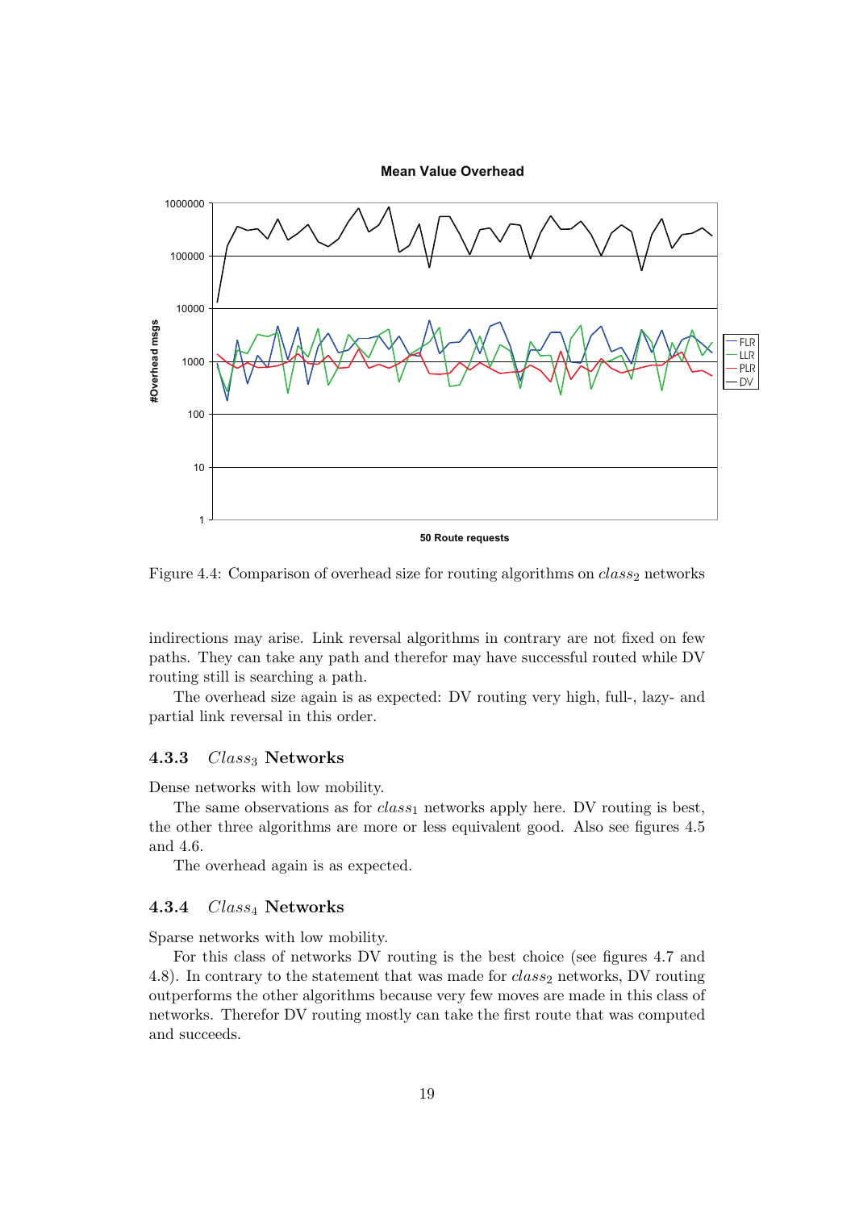Figure 4.4: Comparison of overhead size for routing algorithms on $class_2$ networks

indirections may arise. Link reversal algorithms in contrary are not fixed on few paths. They can take any path and therefor may have successful routed while DV routing still is searching a path.

The overhead size again is as expected: DV routing very high, full-, lazy- and partial link reversal in this order.

### 4.3.3 $Class_3$ Networks

Dense networks with low mobility.

The same observations as for $class_1$ networks apply here. DV routing is best, the other three algorithms are more or less equivalent good. Also see figures 4.5 and 4.6.

The overhead again is as expected.

### 4.3.4 $Class_4$ Networks

Sparse networks with low mobility.

For this class of networks DV routing is the best choice (see figures 4.7 and 4.8). In contrary to the statement that was made for $class_2$ networks, DV routing outperforms the other algorithms because very few moves are made in this class of networks. Therefor DV routing mostly can take the first route that was computed and succeeds.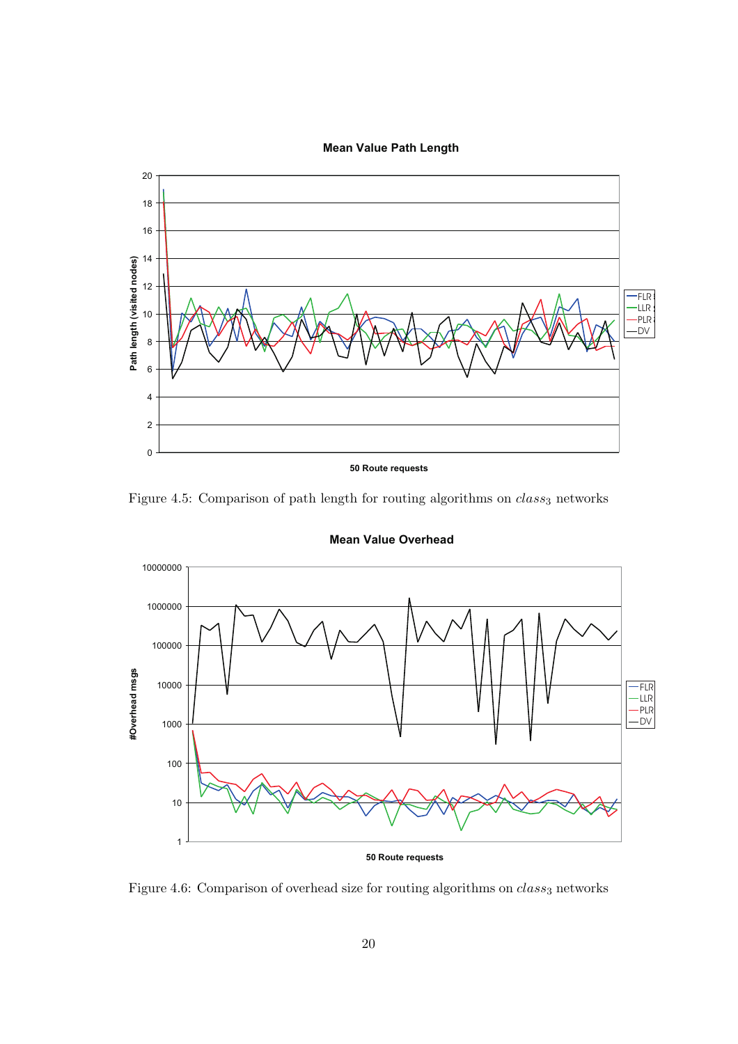Figure 4.5: Comparison of path length for routing algorithms on $class_3$ networks

Figure 4.6: Comparison of overhead size for routing algorithms on $class_3$ networks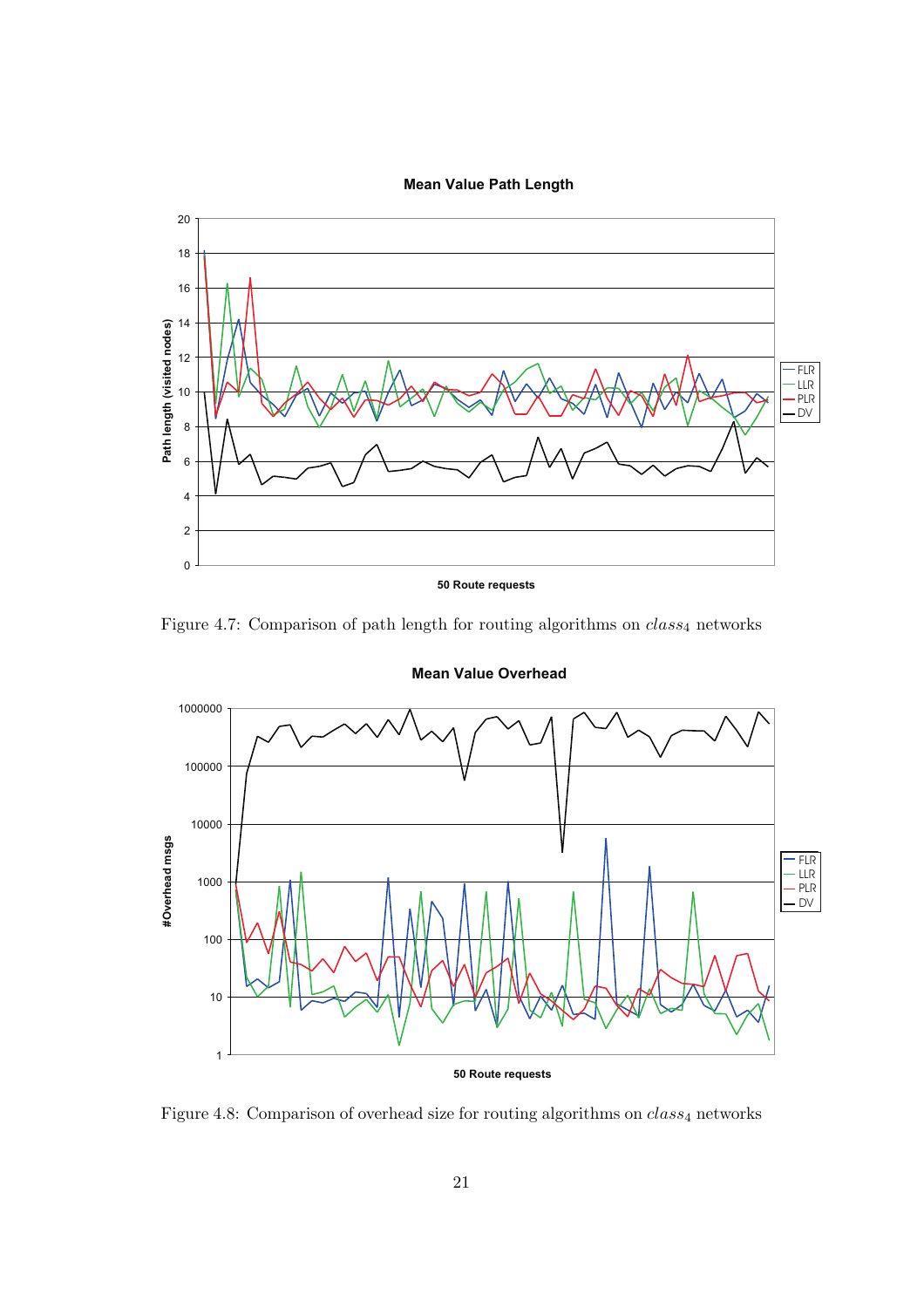Figure 4.7: Comparison of path length for routing algorithms on $class_4$ networks

Figure 4.8: Comparison of overhead size for routing algorithms on $class_4$ networks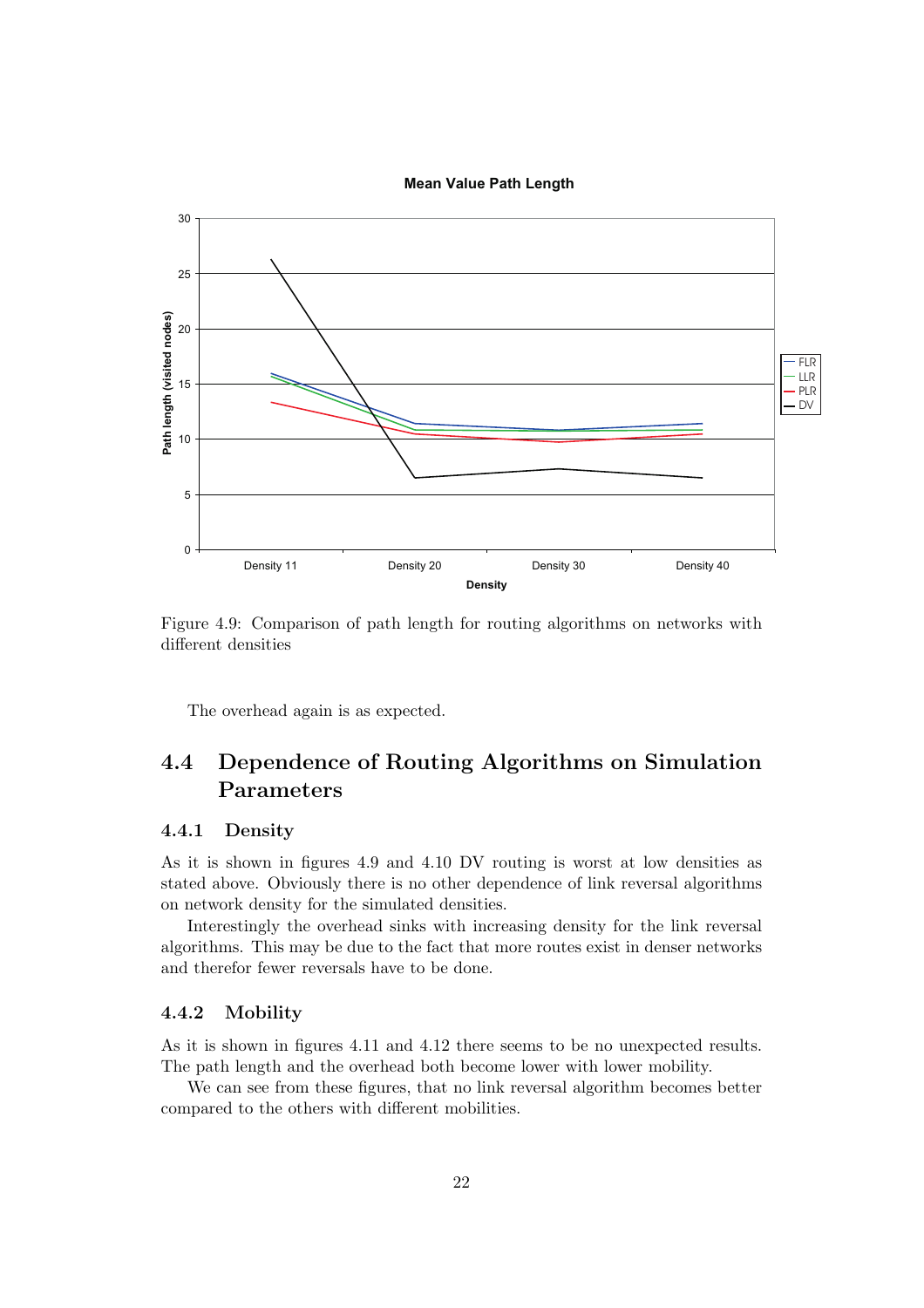Figure 4.9: Comparison of path length for routing algorithms on networks with different densities

The overhead again is as expected.

## 4.4 Dependence of Routing Algorithms on Simulation Parameters

### 4.4.1 Density

As it is shown in figures 4.9 and 4.10 DV routing is worst at low densities as stated above. Obviously there is no other dependence of link reversal algorithms on network density for the simulated densities.

Interestingly the overhead sinks with increasing density for the link reversal algorithms. This may be due to the fact that more routes exist in denser networks and therefor fewer reversals have to be done.

### 4.4.2 Mobility

As it is shown in figures 4.11 and 4.12 there seems to be no unexpected results. The path length and the overhead both become lower with lower mobility.

We can see from these figures, that no link reversal algorithm becomes better compared to the others with different mobilities.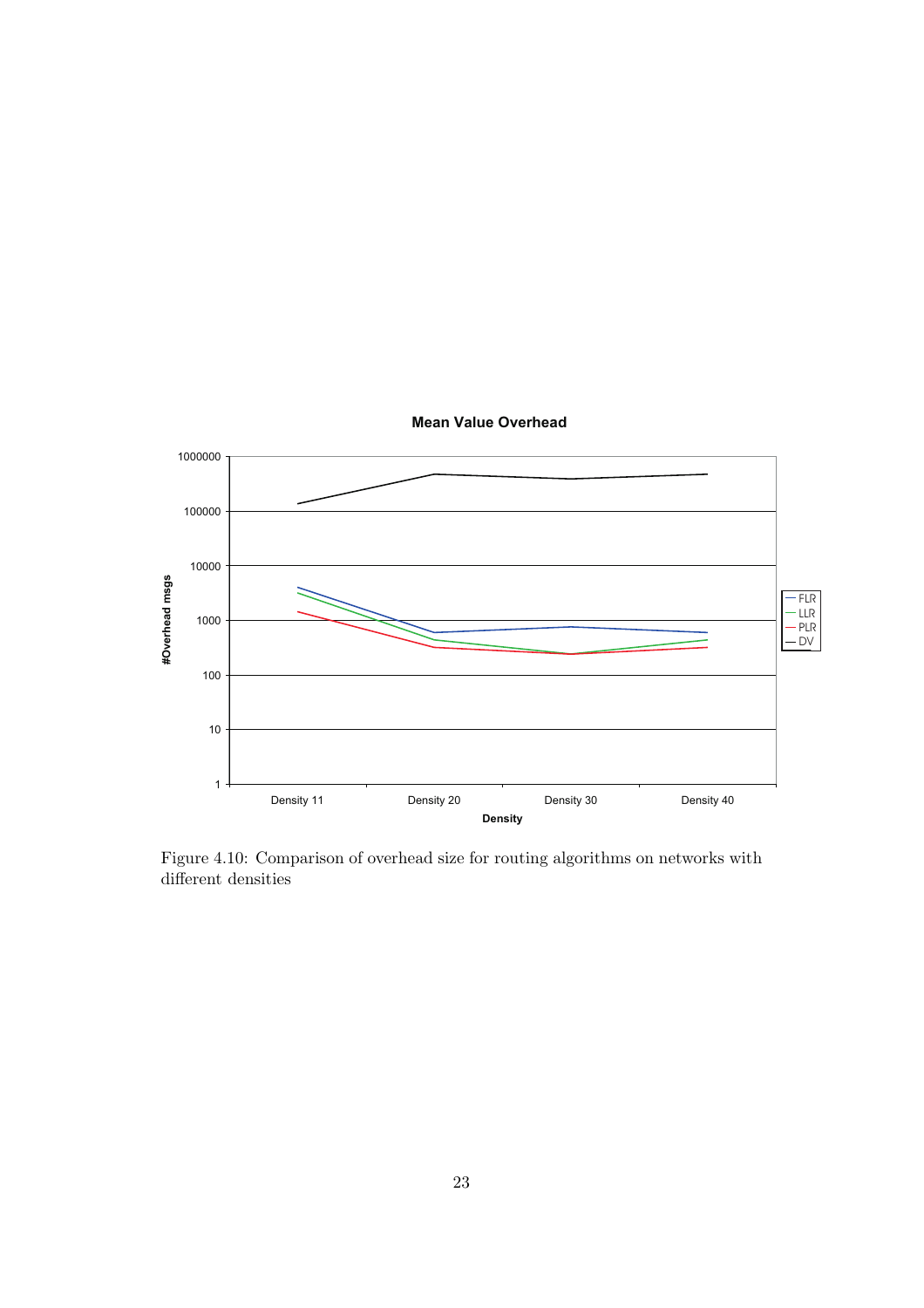Figure 4.10: Comparison of overhead size for routing algorithms on networks with different densities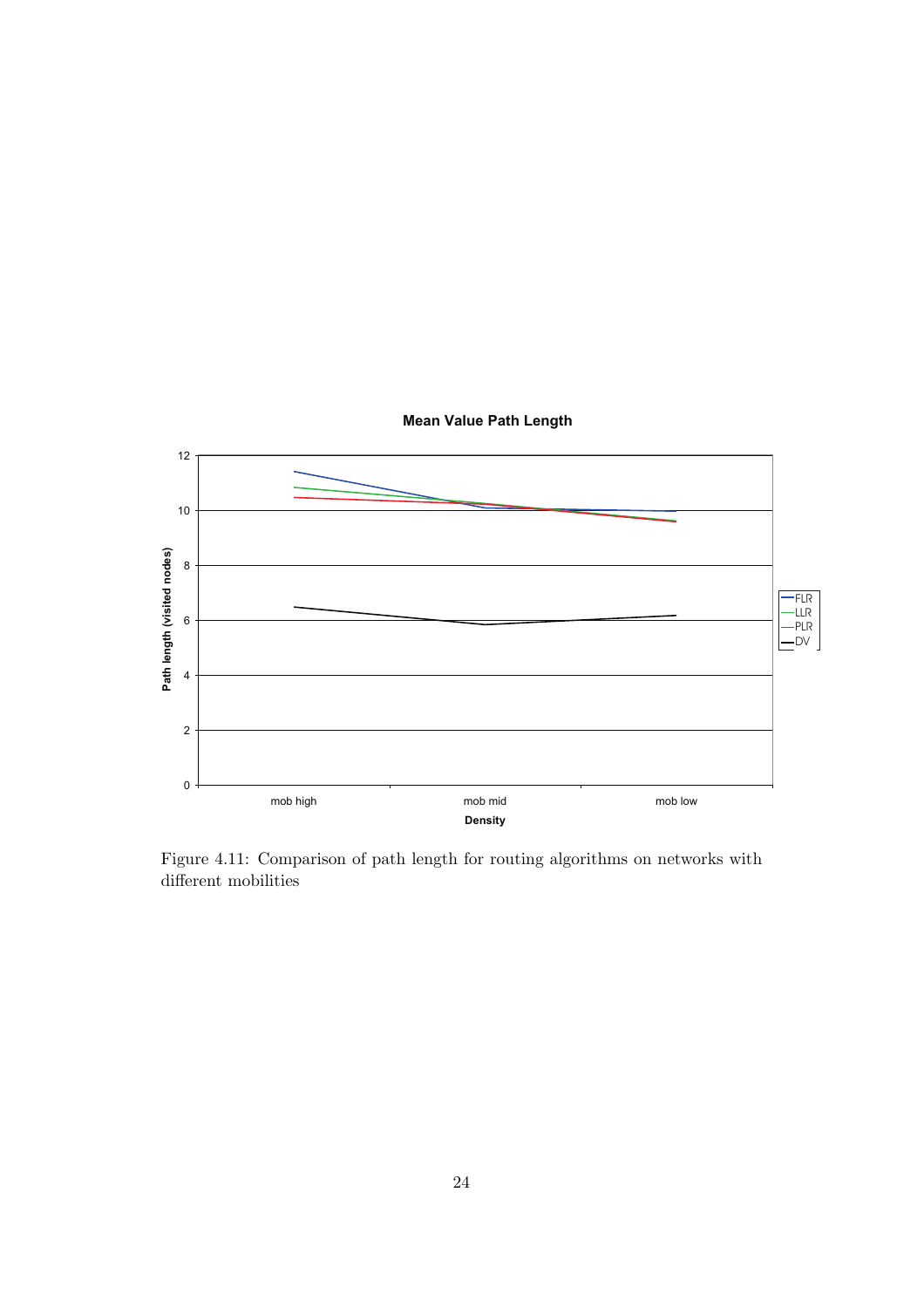Figure 4.11: Comparison of path length for routing algorithms on networks with different mobilities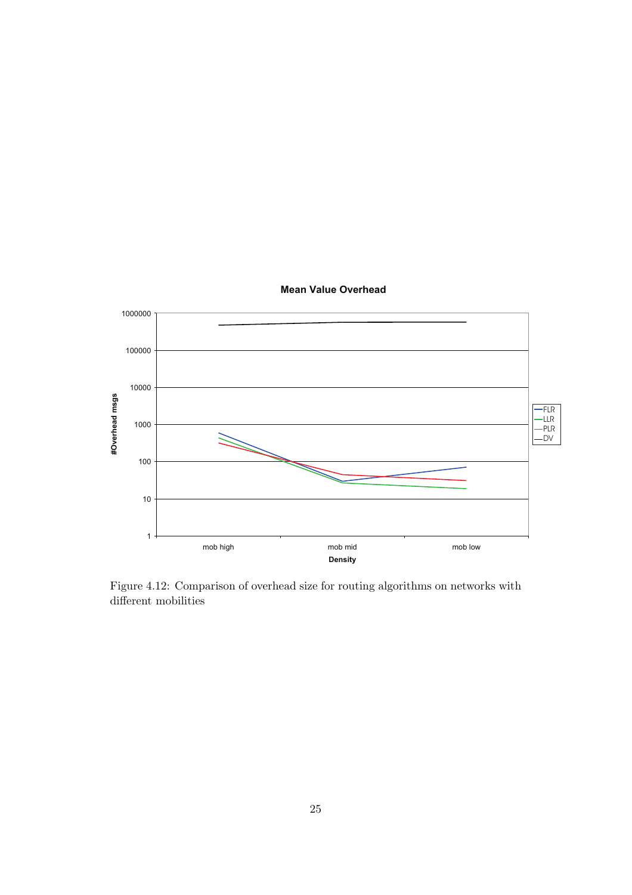Mean Value Overhead

Figure 4.12: Comparison of overhead size for routing algorithms on networks with different mobilities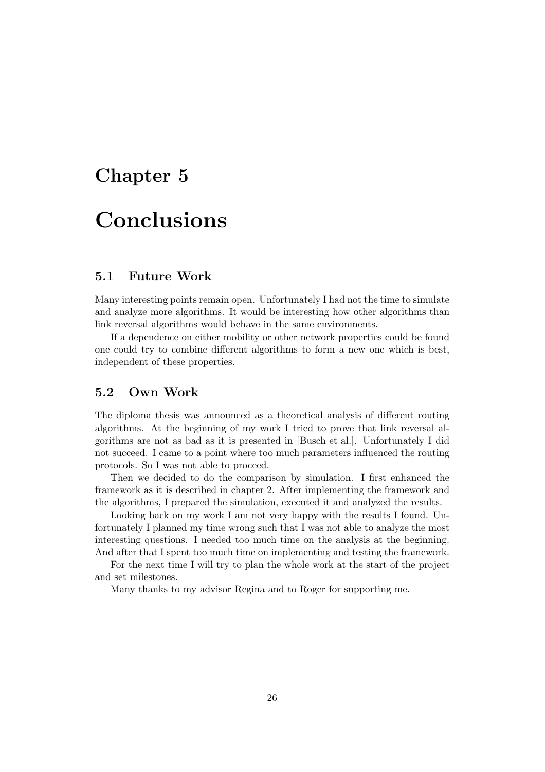# Chapter 5

# Conclusions

## 5.1 Future Work

Many interesting points remain open. Unfortunately I had not the time to simulate and analyze more algorithms. It would be interesting how other algorithms than link reversal algorithms would behave in the same environments.

If a dependence on either mobility or other network properties could be found one could try to combine different algorithms to form a new one which is best, independent of these properties.

## 5.2 Own Work

The diploma thesis was announced as a theoretical analysis of different routing algorithms. At the beginning of my work I tried to prove that link reversal algorithms are not as bad as it is presented in [Busch et al.]. Unfortunately I did not succeed. I came to a point where too much parameters influenced the routing protocols. So I was not able to proceed.

Then we decided to do the comparison by simulation. I first enhanced the framework as it is described in chapter 2. After implementing the framework and the algorithms, I prepared the simulation, executed it and analyzed the results.

Looking back on my work I am not very happy with the results I found. Unfortunately I planned my time wrong such that I was not able to analyze the most interesting questions. I needed too much time on the analysis at the beginning. And after that I spent too much time on implementing and testing the framework.

For the next time I will try to plan the whole work at the start of the project and set milestones.

Many thanks to my advisor Regina and to Roger for supporting me.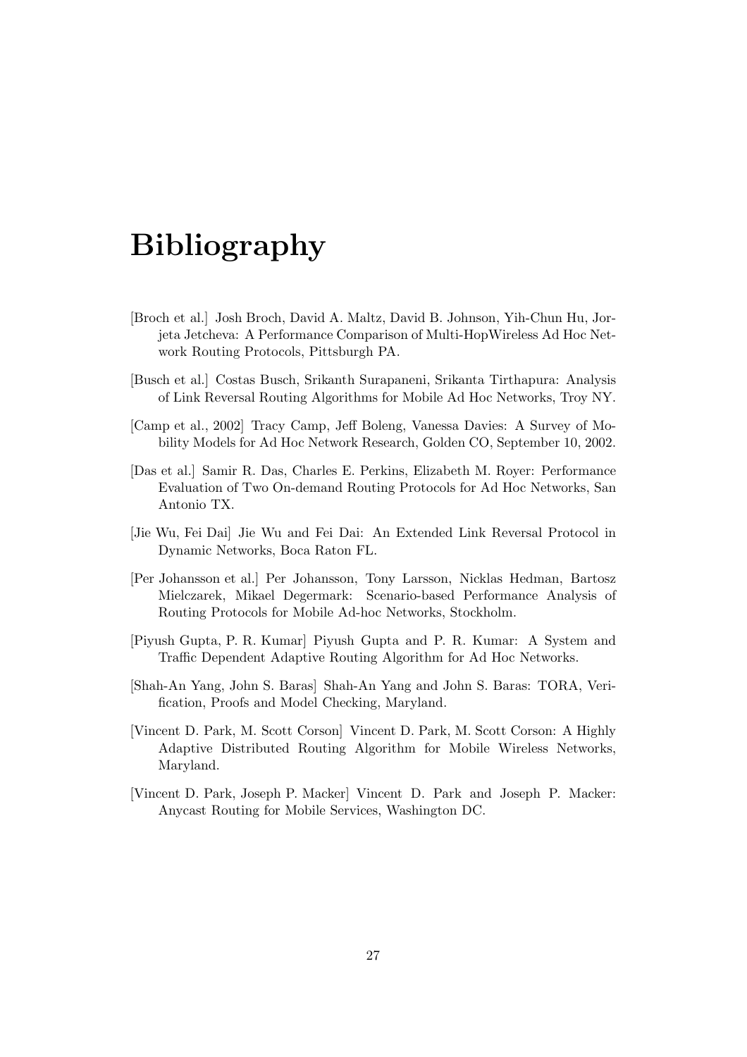# Bibliography

[Broch et al.] Josh Broch, David A. Maltz, David B. Johnson, Yih-Chun Hu, Jorjeta Jetcheva: A Performance Comparison of Multi-HopWireless Ad Hoc Network Routing Protocols, Pittsburgh PA.

[Busch et al.] Costas Busch, Srikanth Surapaneni, Srikanta Tirthapura: Analysis of Link Reversal Routing Algorithms for Mobile Ad Hoc Networks, Troy NY.

[Camp et al., 2002] Tracy Camp, Jeff Boleng, Vanessa Davies: A Survey of Mobility Models for Ad Hoc Network Research, Golden CO, September 10, 2002.

[Das et al.] Samir R. Das, Charles E. Perkins, Elizabeth M. Royer: Performance Evaluation of Two On-demand Routing Protocols for Ad Hoc Networks, San Antonio TX.

[Jie Wu, Fei Dai] Jie Wu and Fei Dai: An Extended Link Reversal Protocol in Dynamic Networks, Boca Raton FL.

[Per Johansson et al.] Per Johansson, Tony Larsson, Nicklas Hedman, Bartosz Mielczarek, Mikael Degermark: Scenario-based Performance Analysis of Routing Protocols for Mobile Ad-hoc Networks, Stockholm.

[Piyush Gupta, P. R. Kumar] Piyush Gupta and P. R. Kumar: A System and Traffic Dependent Adaptive Routing Algorithm for Ad Hoc Networks.

[Shah-An Yang, John S. Baras] Shah-An Yang and John S. Baras: TORA, Verification, Proofs and Model Checking, Maryland.

[Vincent D. Park, M. Scott Corson] Vincent D. Park, M. Scott Corson: A Highly Adaptive Distributed Routing Algorithm for Mobile Wireless Networks, Maryland.

[Vincent D. Park, Joseph P. Macker] Vincent D. Park and Joseph P. Macker: Anycast Routing for Mobile Services, Washington DC.